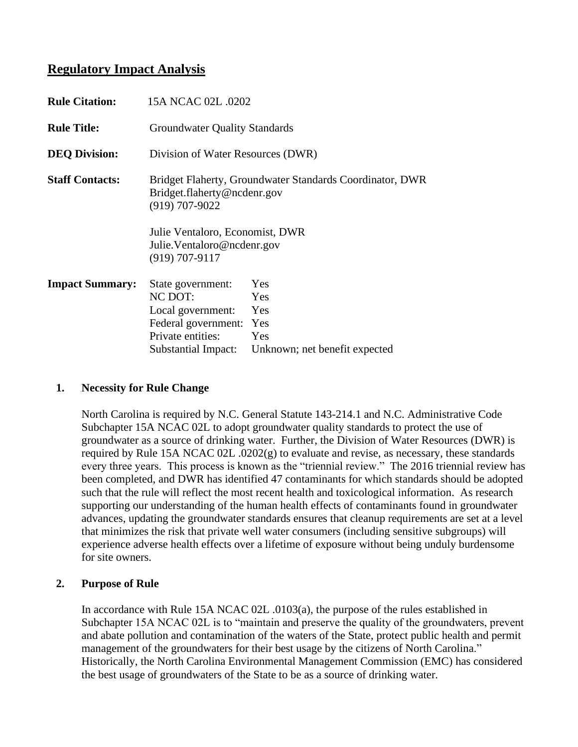# Regulatory Impact Analysis

**Rule Citation:** 15A NCAC 02L .0202

**Rule Title:** Groundwater Quality Standards

**DEQ Division:** Division of Water Resources (DWR)

**Staff Contacts:** Bridget Flaherty, Groundwater Standards Coordinator, DWR
Bridget.flaherty@ncdenr.gov
(919) 707-9022

Julie Ventaloro, Economist, DWR
Julie.Ventaloro@ncdenr.gov
(919) 707-9117

**Impact Summary:**

| | |
|---|---|
| State government: | Yes |
| NC DOT: | Yes |
| Local government: | Yes |
| Federal government: | Yes |
| Private entities: | Yes |
| Substantial Impact: | Unknown; net benefit expected |

## 1. Necessity for Rule Change

North Carolina is required by N.C. General Statute 143-214.1 and N.C. Administrative Code Subchapter 15A NCAC 02L to adopt groundwater quality standards to protect the use of groundwater as a source of drinking water. Further, the Division of Water Resources (DWR) is required by Rule 15A NCAC 02L .0202(g) to evaluate and revise, as necessary, these standards every three years. This process is known as the "triennial review." The 2016 triennial review has been completed, and DWR has identified 47 contaminants for which standards should be adopted such that the rule will reflect the most recent health and toxicological information. As research supporting our understanding of the human health effects of contaminants found in groundwater advances, updating the groundwater standards ensures that cleanup requirements are set at a level that minimizes the risk that private well water consumers (including sensitive subgroups) will experience adverse health effects over a lifetime of exposure without being unduly burdensome for site owners.

## 2. Purpose of Rule

In accordance with Rule 15A NCAC 02L .0103(a), the purpose of the rules established in Subchapter 15A NCAC 02L is to "maintain and preserve the quality of the groundwaters, prevent and abate pollution and contamination of the waters of the State, protect public health and permit management of the groundwaters for their best usage by the citizens of North Carolina." Historically, the North Carolina Environmental Management Commission (EMC) has considered the best usage of groundwaters of the State to be as a source of drinking water.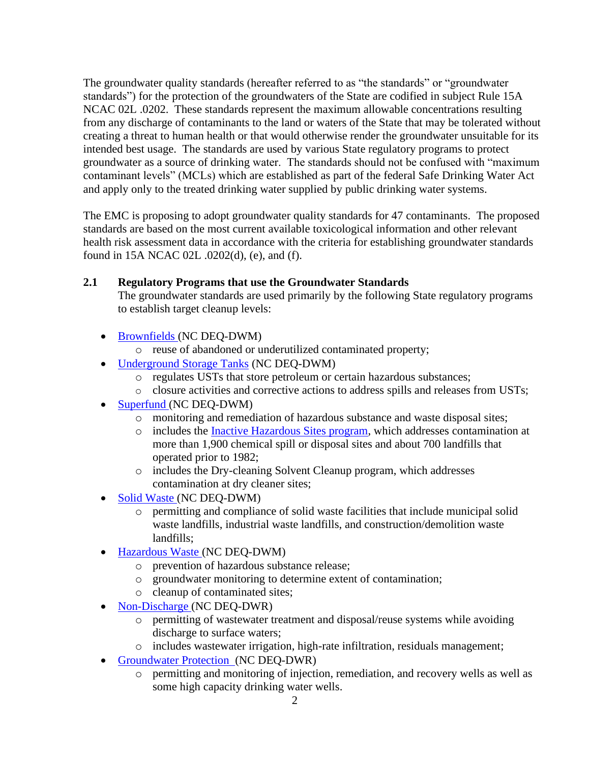The groundwater quality standards (hereafter referred to as "the standards" or "groundwater standards") for the protection of the groundwaters of the State are codified in subject Rule 15A NCAC 02L .0202. These standards represent the maximum allowable concentrations resulting from any discharge of contaminants to the land or waters of the State that may be tolerated without creating a threat to human health or that would otherwise render the groundwater unsuitable for its intended best usage. The standards are used by various State regulatory programs to protect groundwater as a source of drinking water. The standards should not be confused with "maximum contaminant levels" (MCLs) which are established as part of the federal Safe Drinking Water Act and apply only to the treated drinking water supplied by public drinking water systems.

The EMC is proposing to adopt groundwater quality standards for 47 contaminants. The proposed standards are based on the most current available toxicological information and other relevant health risk assessment data in accordance with the criteria for establishing groundwater standards found in 15A NCAC 02L .0202(d), (e), and (f).

## 2.1 Regulatory Programs that use the Groundwater Standards

The groundwater standards are used primarily by the following State regulatory programs to establish target cleanup levels:

- Brownfields (NC DEQ-DWM)
  - reuse of abandoned or underutilized contaminated property;
- Underground Storage Tanks (NC DEQ-DWM)
  - regulates USTs that store petroleum or certain hazardous substances;
  - closure activities and corrective actions to address spills and releases from USTs;
- Superfund (NC DEQ-DWM)
  - monitoring and remediation of hazardous substance and waste disposal sites;
  - includes the Inactive Hazardous Sites program, which addresses contamination at more than 1,900 chemical spill or disposal sites and about 700 landfills that operated prior to 1982;
  - includes the Dry-cleaning Solvent Cleanup program, which addresses contamination at dry cleaner sites;
- Solid Waste (NC DEQ-DWM)
  - permitting and compliance of solid waste facilities that include municipal solid waste landfills, industrial waste landfills, and construction/demolition waste landfills;
- Hazardous Waste (NC DEQ-DWM)
  - prevention of hazardous substance release;
  - groundwater monitoring to determine extent of contamination;
  - cleanup of contaminated sites;
- Non-Discharge (NC DEQ-DWR)
  - permitting of wastewater treatment and disposal/reuse systems while avoiding discharge to surface waters;
  - includes wastewater irrigation, high-rate infiltration, residuals management;
- Groundwater Protection (NC DEQ-DWR)
  - permitting and monitoring of injection, remediation, and recovery wells as well as some high capacity drinking water wells.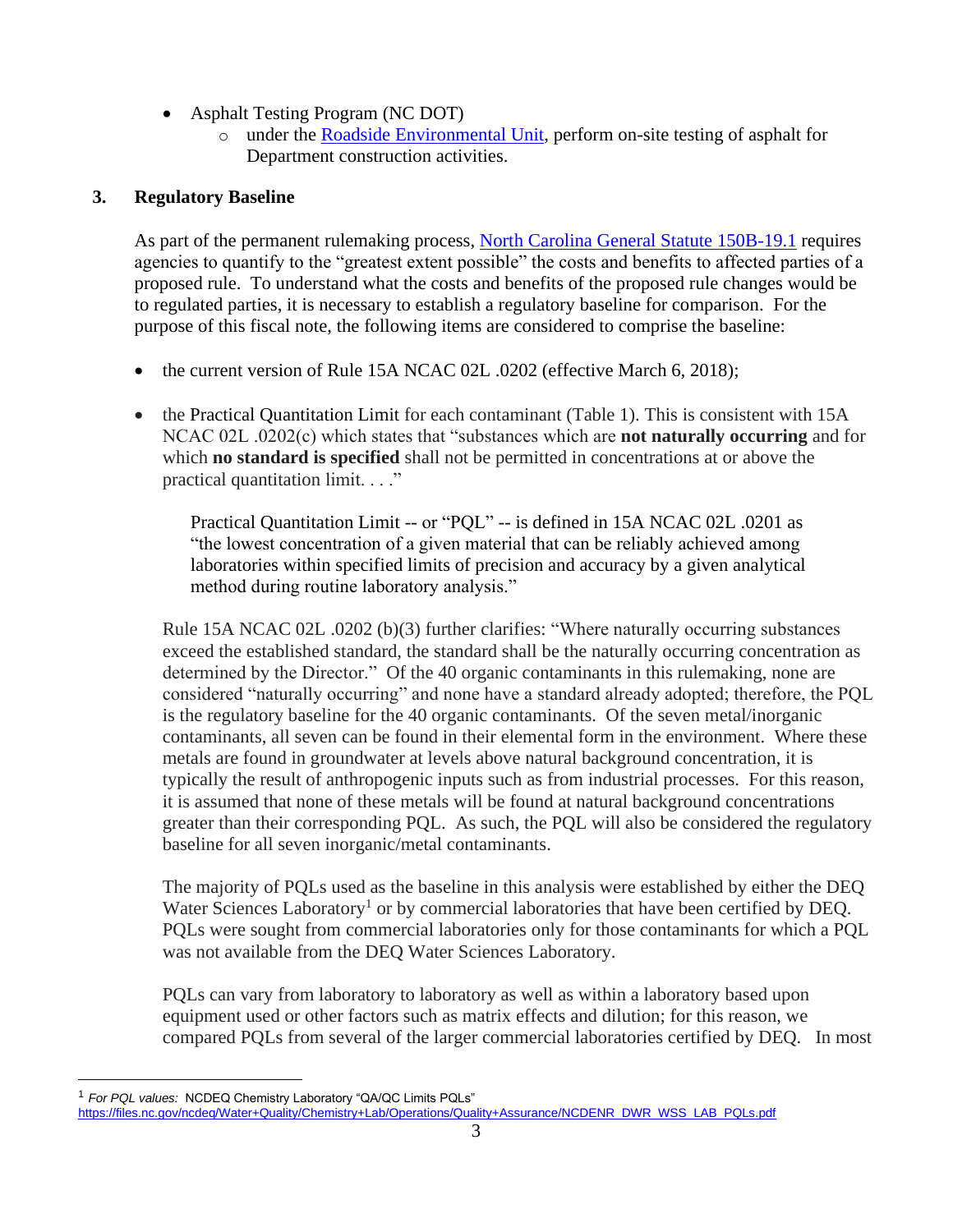- Asphalt Testing Program (NC DOT)
  - under the Roadside Environmental Unit, perform on-site testing of asphalt for Department construction activities.

## 3. Regulatory Baseline

As part of the permanent rulemaking process, North Carolina General Statute 150B-19.1 requires agencies to quantify to the "greatest extent possible" the costs and benefits to affected parties of a proposed rule. To understand what the costs and benefits of the proposed rule changes would be to regulated parties, it is necessary to establish a regulatory baseline for comparison. For the purpose of this fiscal note, the following items are considered to comprise the baseline:

- the current version of Rule 15A NCAC 02L .0202 (effective March 6, 2018);

- the Practical Quantitation Limit for each contaminant (Table 1). This is consistent with 15A NCAC 02L .0202(c) which states that "substances which are **not naturally occurring** and for which **no standard is specified** shall not be permitted in concentrations at or above the practical quantitation limit. . . ."

  Practical Quantitation Limit -- or "PQL" -- is defined in 15A NCAC 02L .0201 as "the lowest concentration of a given material that can be reliably achieved among laboratories within specified limits of precision and accuracy by a given analytical method during routine laboratory analysis."

  Rule 15A NCAC 02L .0202 (b)(3) further clarifies: "Where naturally occurring substances exceed the established standard, the standard shall be the naturally occurring concentration as determined by the Director." Of the 40 organic contaminants in this rulemaking, none are considered "naturally occurring" and none have a standard already adopted; therefore, the PQL is the regulatory baseline for the 40 organic contaminants. Of the seven metal/inorganic contaminants, all seven can be found in their elemental form in the environment. Where these metals are found in groundwater at levels above natural background concentration, it is typically the result of anthropogenic inputs such as from industrial processes. For this reason, it is assumed that none of these metals will be found at natural background concentrations greater than their corresponding PQL. As such, the PQL will also be considered the regulatory baseline for all seven inorganic/metal contaminants.

  The majority of PQLs used as the baseline in this analysis were established by either the DEQ Water Sciences Laboratory[1] or by commercial laboratories that have been certified by DEQ. PQLs were sought from commercial laboratories only for those contaminants for which a PQL was not available from the DEQ Water Sciences Laboratory.

  PQLs can vary from laboratory to laboratory as well as within a laboratory based upon equipment used or other factors such as matrix effects and dilution; for this reason, we compared PQLs from several of the larger commercial laboratories certified by DEQ. In most

---

[1] *For PQL values:* NCDEQ Chemistry Laboratory "QA/QC Limits PQLs" https://files.nc.gov/ncdeq/Water+Quality/Chemistry+Lab/Operations/Quality+Assurance/NCDENR_DWR_WSS_LAB_PQLs.pdf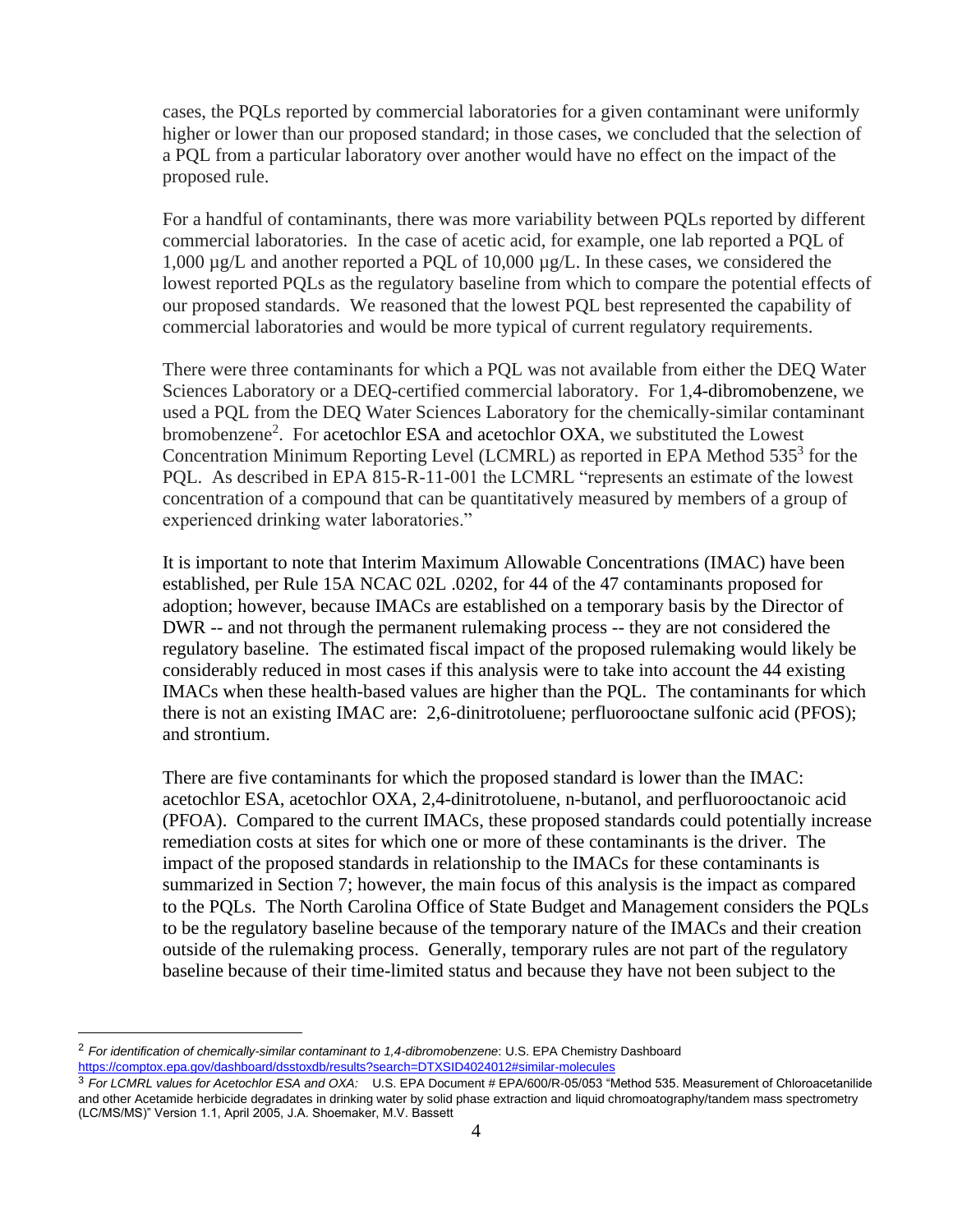cases, the PQLs reported by commercial laboratories for a given contaminant were uniformly higher or lower than our proposed standard; in those cases, we concluded that the selection of a PQL from a particular laboratory over another would have no effect on the impact of the proposed rule.

For a handful of contaminants, there was more variability between PQLs reported by different commercial laboratories. In the case of acetic acid, for example, one lab reported a PQL of 1,000 µg/L and another reported a PQL of 10,000 µg/L. In these cases, we considered the lowest reported PQLs as the regulatory baseline from which to compare the potential effects of our proposed standards. We reasoned that the lowest PQL best represented the capability of commercial laboratories and would be more typical of current regulatory requirements.

There were three contaminants for which a PQL was not available from either the DEQ Water Sciences Laboratory or a DEQ-certified commercial laboratory. For 1,4-dibromobenzene, we used a PQL from the DEQ Water Sciences Laboratory for the chemically-similar contaminant bromobenzene[2]. For acetochlor ESA and acetochlor OXA, we substituted the Lowest Concentration Minimum Reporting Level (LCMRL) as reported in EPA Method 535[3] for the PQL. As described in EPA 815-R-11-001 the LCMRL "represents an estimate of the lowest concentration of a compound that can be quantitatively measured by members of a group of experienced drinking water laboratories."

It is important to note that Interim Maximum Allowable Concentrations (IMAC) have been established, per Rule 15A NCAC 02L .0202, for 44 of the 47 contaminants proposed for adoption; however, because IMACs are established on a temporary basis by the Director of DWR -- and not through the permanent rulemaking process -- they are not considered the regulatory baseline. The estimated fiscal impact of the proposed rulemaking would likely be considerably reduced in most cases if this analysis were to take into account the 44 existing IMACs when these health-based values are higher than the PQL. The contaminants for which there is not an existing IMAC are: 2,6-dinitrotoluene; perfluorooctane sulfonic acid (PFOS); and strontium.

There are five contaminants for which the proposed standard is lower than the IMAC: acetochlor ESA, acetochlor OXA, 2,4-dinitrotoluene, n-butanol, and perfluorooctanoic acid (PFOA). Compared to the current IMACs, these proposed standards could potentially increase remediation costs at sites for which one or more of these contaminants is the driver. The impact of the proposed standards in relationship to the IMACs for these contaminants is summarized in Section 7; however, the main focus of this analysis is the impact as compared to the PQLs. The North Carolina Office of State Budget and Management considers the PQLs to be the regulatory baseline because of the temporary nature of the IMACs and their creation outside of the rulemaking process. Generally, temporary rules are not part of the regulatory baseline because of their time-limited status and because they have not been subject to the

---

[2] *For identification of chemically-similar contaminant to 1,4-dibromobenzene*: U.S. EPA Chemistry Dashboard https://comptox.epa.gov/dashboard/dsstoxdb/results?search=DTXSID4024012#similar-molecules

[3] *For LCMRL values for Acetochlor ESA and OXA:* U.S. EPA Document # EPA/600/R-05/053 "Method 535. Measurement of Chloroacetanilide and other Acetamide herbicide degradates in drinking water by solid phase extraction and liquid chromatography/tandem mass spectrometry (LC/MS/MS)" Version 1.1, April 2005, J.A. Shoemaker, M.V. Bassett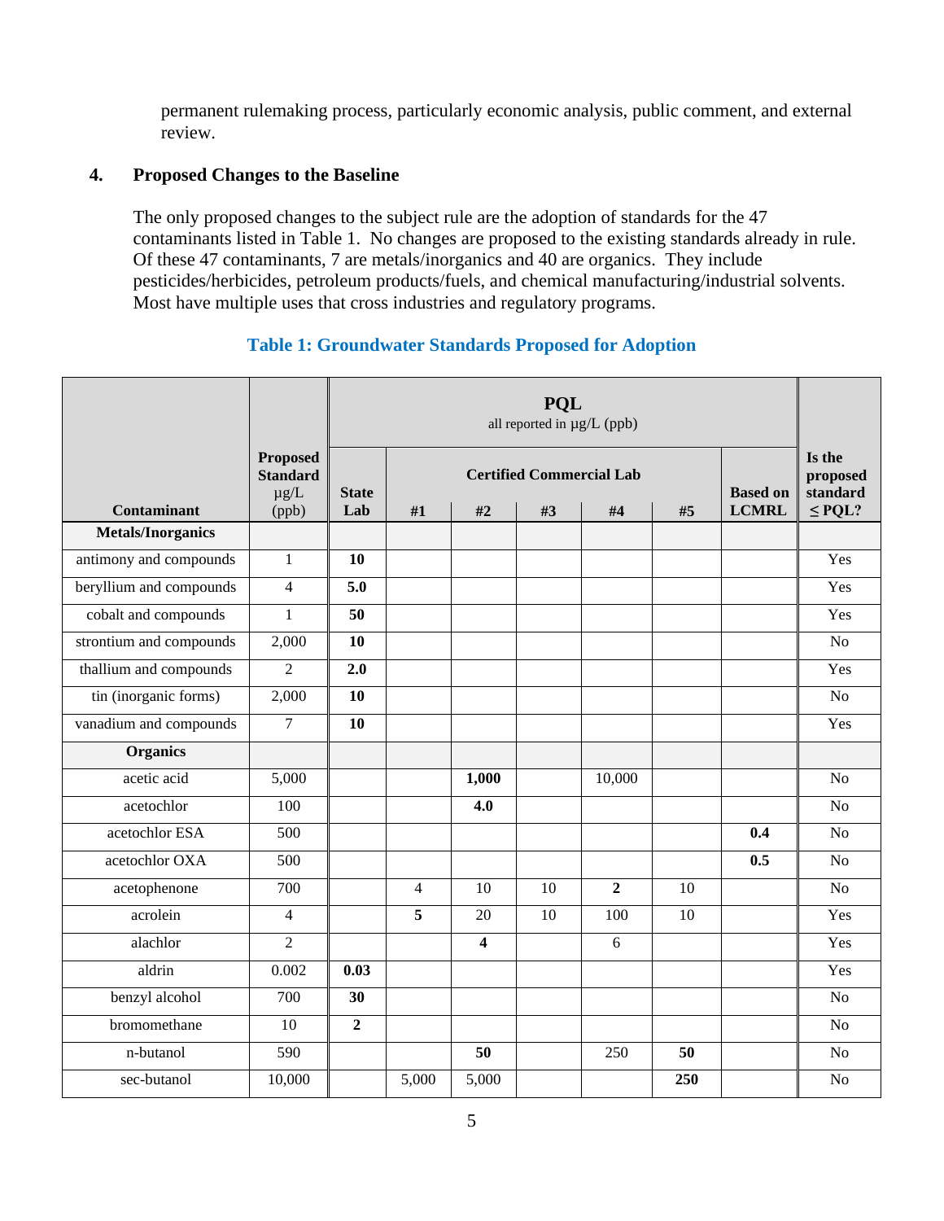permanent rulemaking process, particularly economic analysis, public comment, and external review.

## 4. Proposed Changes to the Baseline

The only proposed changes to the subject rule are the adoption of standards for the 47 contaminants listed in Table 1. No changes are proposed to the existing standards already in rule. Of these 47 contaminants, 7 are metals/inorganics and 40 are organics. They include pesticides/herbicides, petroleum products/fuels, and chemical manufacturing/industrial solvents. Most have multiple uses that cross industries and regulatory programs.

**Table 1: Groundwater Standards Proposed for Adoption**

| Contaminant | Proposed Standard µg/L (ppb) | PQL all reported in µg/L (ppb) | | | | | | | Is the proposed standard ≤ PQL? |
|---|---|---|---|---|---|---|---|---|---|
| | | State Lab | Certified Commercial Lab #1 | #2 | #3 | #4 | #5 | Based on LCMRL | |
| **Metals/Inorganics** | | | | | | | | | |
| antimony and compounds | 1 | **10** | | | | | | | Yes |
| beryllium and compounds | 4 | **5.0** | | | | | | | Yes |
| cobalt and compounds | 1 | **50** | | | | | | | Yes |
| strontium and compounds | 2,000 | **10** | | | | | | | No |
| thallium and compounds | 2 | **2.0** | | | | | | | Yes |
| tin (inorganic forms) | 2,000 | **10** | | | | | | | No |
| vanadium and compounds | 7 | **10** | | | | | | | Yes |
| **Organics** | | | | | | | | | |
| acetic acid | 5,000 | | | **1,000** | | 10,000 | | | No |
| acetochlor | 100 | | | **4.0** | | | | | No |
| acetochlor ESA | 500 | | | | | | | **0.4** | No |
| acetochlor OXA | 500 | | | | | | | **0.5** | No |
| acetophenone | 700 | | 4 | 10 | 10 | **2** | 10 | | No |
| acrolein | 4 | | **5** | 20 | 10 | 100 | 10 | | Yes |
| alachlor | 2 | | | **4** | | 6 | | | Yes |
| aldrin | 0.002 | **0.03** | | | | | | | Yes |
| benzyl alcohol | 700 | **30** | | | | | | | No |
| bromomethane | 10 | **2** | | | | | | | No |
| n-butanol | 590 | | | **50** | | 250 | **50** | | No |
| sec-butanol | 10,000 | | 5,000 | 5,000 | | | **250** | | No |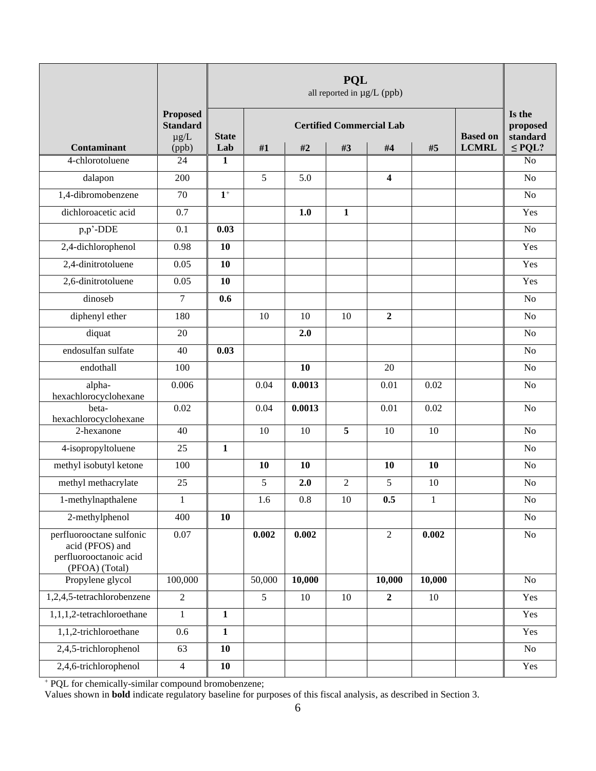| Contaminant | Proposed Standard µg/L (ppb) | PQL all reported in µg/L (ppb) | | | | | | | Is the proposed standard ≤ PQL? |
|---|---|---|---|---|---|---|---|---|---|
| | | State Lab | Certified Commercial Lab | | | | | Based on LCMRL | |
| | | | #1 | #2 | #3 | #4 | #5 | | |
| 4-chlorotoluene | 24 | **1** | | | | | | | No |
| dalapon | 200 | | 5 | 5.0 | | **4** | | | No |
| 1,4-dibromobenzene | 70 | **1**[+] | | | | | | | No |
| dichloroacetic acid | 0.7 | | | **1.0** | **1** | | | | Yes |
| p,p'-DDE | 0.1 | **0.03** | | | | | | | No |
| 2,4-dichlorophenol | 0.98 | **10** | | | | | | | Yes |
| 2,4-dinitrotoluene | 0.05 | **10** | | | | | | | Yes |
| 2,6-dinitrotoluene | 0.05 | **10** | | | | | | | Yes |
| dinoseb | 7 | **0.6** | | | | | | | No |
| diphenyl ether | 180 | | 10 | 10 | 10 | **2** | | | No |
| diquat | 20 | | | **2.0** | | | | | No |
| endosulfan sulfate | 40 | **0.03** | | | | | | | No |
| endothall | 100 | | | **10** | | 20 | | | No |
| alpha-hexachlorocyclohexane | 0.006 | | 0.04 | **0.0013** | | 0.01 | 0.02 | | No |
| beta-hexachlorocyclohexane | 0.02 | | 0.04 | **0.0013** | | 0.01 | 0.02 | | No |
| 2-hexanone | 40 | | 10 | 10 | **5** | 10 | 10 | | No |
| 4-isopropyltoluene | 25 | **1** | | | | | | | No |
| methyl isobutyl ketone | 100 | | **10** | **10** | | **10** | **10** | | No |
| methyl methacrylate | 25 | | 5 | **2.0** | 2 | 5 | 10 | | No |
| 1-methylnapthalene | 1 | | 1.6 | 0.8 | 10 | **0.5** | 1 | | No |
| 2-methylphenol | 400 | **10** | | | | | | | No |
| perfluorooctane sulfonic acid (PFOS) and perfluorooctanoic acid (PFOA) (Total) | 0.07 | | **0.002** | **0.002** | | 2 | **0.002** | | No |
| Propylene glycol | 100,000 | | 50,000 | **10,000** | | **10,000** | **10,000** | | No |
| 1,2,4,5-tetrachlorobenzene | 2 | | 5 | 10 | 10 | **2** | 10 | | Yes |
| 1,1,1,2-tetrachloroethane | 1 | **1** | | | | | | | Yes |
| 1,1,2-trichloroethane | 0.6 | **1** | | | | | | | Yes |
| 2,4,5-trichlorophenol | 63 | **10** | | | | | | | No |
| 2,4,6-trichlorophenol | 4 | **10** | | | | | | | Yes |

[+] PQL for chemically-similar compound bromobenzene;
Values shown in **bold** indicate regulatory baseline for purposes of this fiscal analysis, as described in Section 3.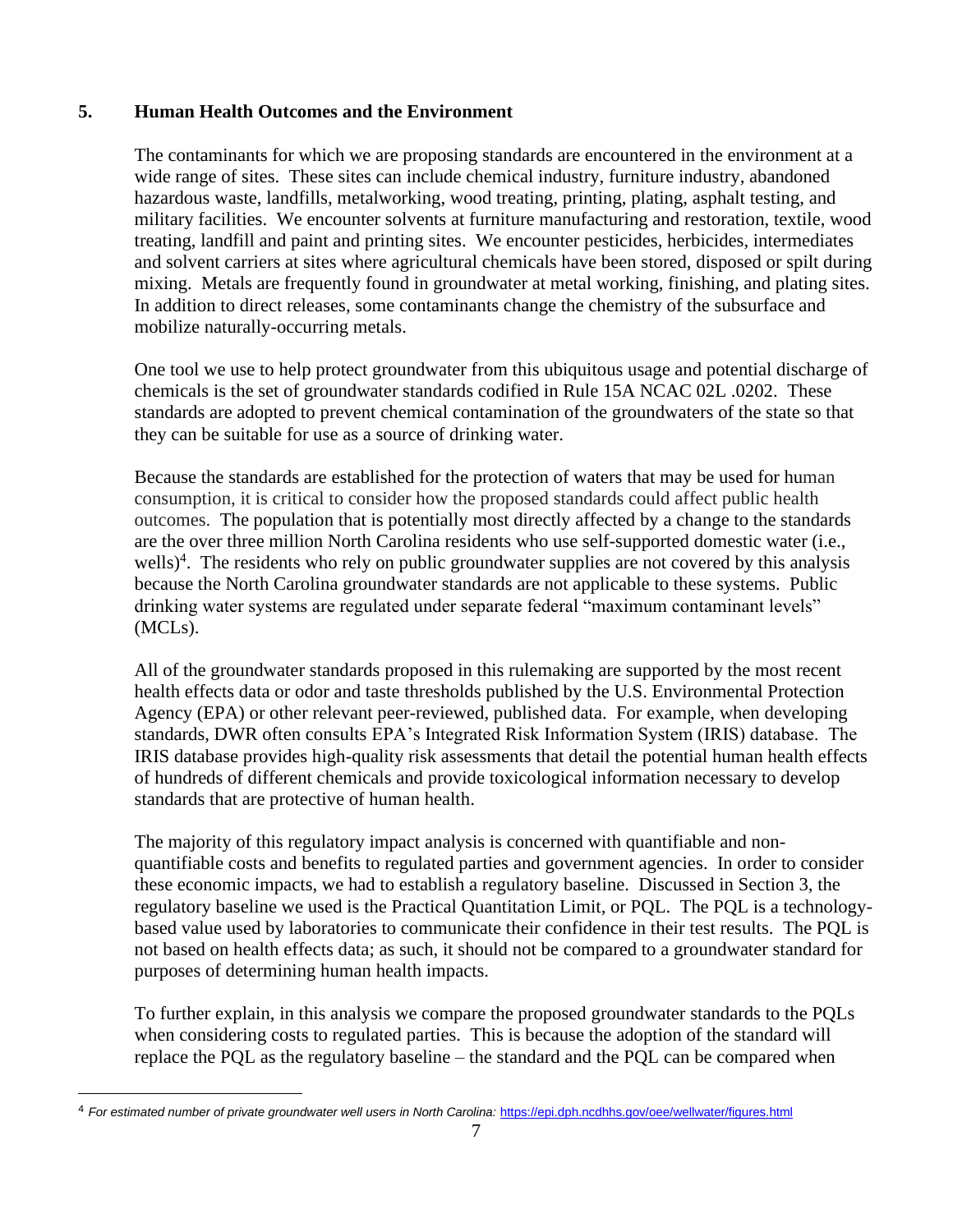## 5. Human Health Outcomes and the Environment

The contaminants for which we are proposing standards are encountered in the environment at a wide range of sites. These sites can include chemical industry, furniture industry, abandoned hazardous waste, landfills, metalworking, wood treating, printing, plating, asphalt testing, and military facilities. We encounter solvents at furniture manufacturing and restoration, textile, wood treating, landfill and paint and printing sites. We encounter pesticides, herbicides, intermediates and solvent carriers at sites where agricultural chemicals have been stored, disposed or spilt during mixing. Metals are frequently found in groundwater at metal working, finishing, and plating sites. In addition to direct releases, some contaminants change the chemistry of the subsurface and mobilize naturally-occurring metals.

One tool we use to help protect groundwater from this ubiquitous usage and potential discharge of chemicals is the set of groundwater standards codified in Rule 15A NCAC 02L .0202. These standards are adopted to prevent chemical contamination of the groundwaters of the state so that they can be suitable for use as a source of drinking water.

Because the standards are established for the protection of waters that may be used for human consumption, it is critical to consider how the proposed standards could affect public health outcomes. The population that is potentially most directly affected by a change to the standards are the over three million North Carolina residents who use self-supported domestic water (i.e., wells)[4]. The residents who rely on public groundwater supplies are not covered by this analysis because the North Carolina groundwater standards are not applicable to these systems. Public drinking water systems are regulated under separate federal "maximum contaminant levels" (MCLs).

All of the groundwater standards proposed in this rulemaking are supported by the most recent health effects data or odor and taste thresholds published by the U.S. Environmental Protection Agency (EPA) or other relevant peer-reviewed, published data. For example, when developing standards, DWR often consults EPA's Integrated Risk Information System (IRIS) database. The IRIS database provides high-quality risk assessments that detail the potential human health effects of hundreds of different chemicals and provide toxicological information necessary to develop standards that are protective of human health.

The majority of this regulatory impact analysis is concerned with quantifiable and non-quantifiable costs and benefits to regulated parties and government agencies. In order to consider these economic impacts, we had to establish a regulatory baseline. Discussed in Section 3, the regulatory baseline we used is the Practical Quantitation Limit, or PQL. The PQL is a technology-based value used by laboratories to communicate their confidence in their test results. The PQL is not based on health effects data; as such, it should not be compared to a groundwater standard for purposes of determining human health impacts.

To further explain, in this analysis we compare the proposed groundwater standards to the PQLs when considering costs to regulated parties. This is because the adoption of the standard will replace the PQL as the regulatory baseline – the standard and the PQL can be compared when

[4] *For estimated number of private groundwater well users in North Carolina:* https://epi.dph.ncdhhs.gov/oee/wellwater/figures.html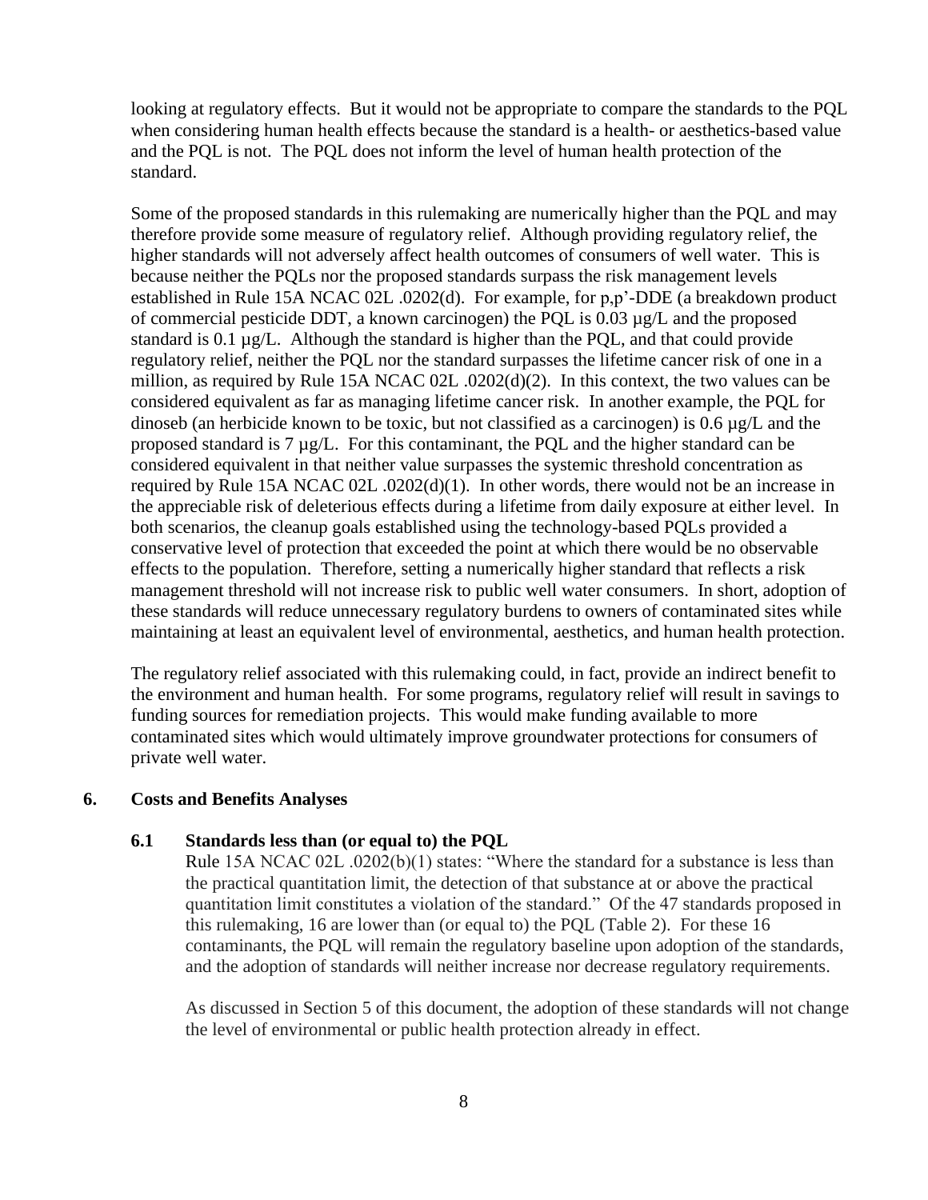looking at regulatory effects. But it would not be appropriate to compare the standards to the PQL when considering human health effects because the standard is a health- or aesthetics-based value and the PQL is not. The PQL does not inform the level of human health protection of the standard.

Some of the proposed standards in this rulemaking are numerically higher than the PQL and may therefore provide some measure of regulatory relief. Although providing regulatory relief, the higher standards will not adversely affect health outcomes of consumers of well water. This is because neither the PQLs nor the proposed standards surpass the risk management levels established in Rule 15A NCAC 02L .0202(d). For example, for p,p'-DDE (a breakdown product of commercial pesticide DDT, a known carcinogen) the PQL is 0.03 µg/L and the proposed standard is 0.1 µg/L. Although the standard is higher than the PQL, and that could provide regulatory relief, neither the PQL nor the standard surpasses the lifetime cancer risk of one in a million, as required by Rule 15A NCAC 02L .0202(d)(2). In this context, the two values can be considered equivalent as far as managing lifetime cancer risk. In another example, the PQL for dinoseb (an herbicide known to be toxic, but not classified as a carcinogen) is 0.6 µg/L and the proposed standard is 7 µg/L. For this contaminant, the PQL and the higher standard can be considered equivalent in that neither value surpasses the systemic threshold concentration as required by Rule 15A NCAC 02L .0202(d)(1). In other words, there would not be an increase in the appreciable risk of deleterious effects during a lifetime from daily exposure at either level. In both scenarios, the cleanup goals established using the technology-based PQLs provided a conservative level of protection that exceeded the point at which there would be no observable effects to the population. Therefore, setting a numerically higher standard that reflects a risk management threshold will not increase risk to public well water consumers. In short, adoption of these standards will reduce unnecessary regulatory burdens to owners of contaminated sites while maintaining at least an equivalent level of environmental, aesthetics, and human health protection.

The regulatory relief associated with this rulemaking could, in fact, provide an indirect benefit to the environment and human health. For some programs, regulatory relief will result in savings to funding sources for remediation projects. This would make funding available to more contaminated sites which would ultimately improve groundwater protections for consumers of private well water.

## 6. Costs and Benefits Analyses

### 6.1 Standards less than (or equal to) the PQL

Rule 15A NCAC 02L .0202(b)(1) states: "Where the standard for a substance is less than the practical quantitation limit, the detection of that substance at or above the practical quantitation limit constitutes a violation of the standard." Of the 47 standards proposed in this rulemaking, 16 are lower than (or equal to) the PQL (Table 2). For these 16 contaminants, the PQL will remain the regulatory baseline upon adoption of the standards, and the adoption of standards will neither increase nor decrease regulatory requirements.

As discussed in Section 5 of this document, the adoption of these standards will not change the level of environmental or public health protection already in effect.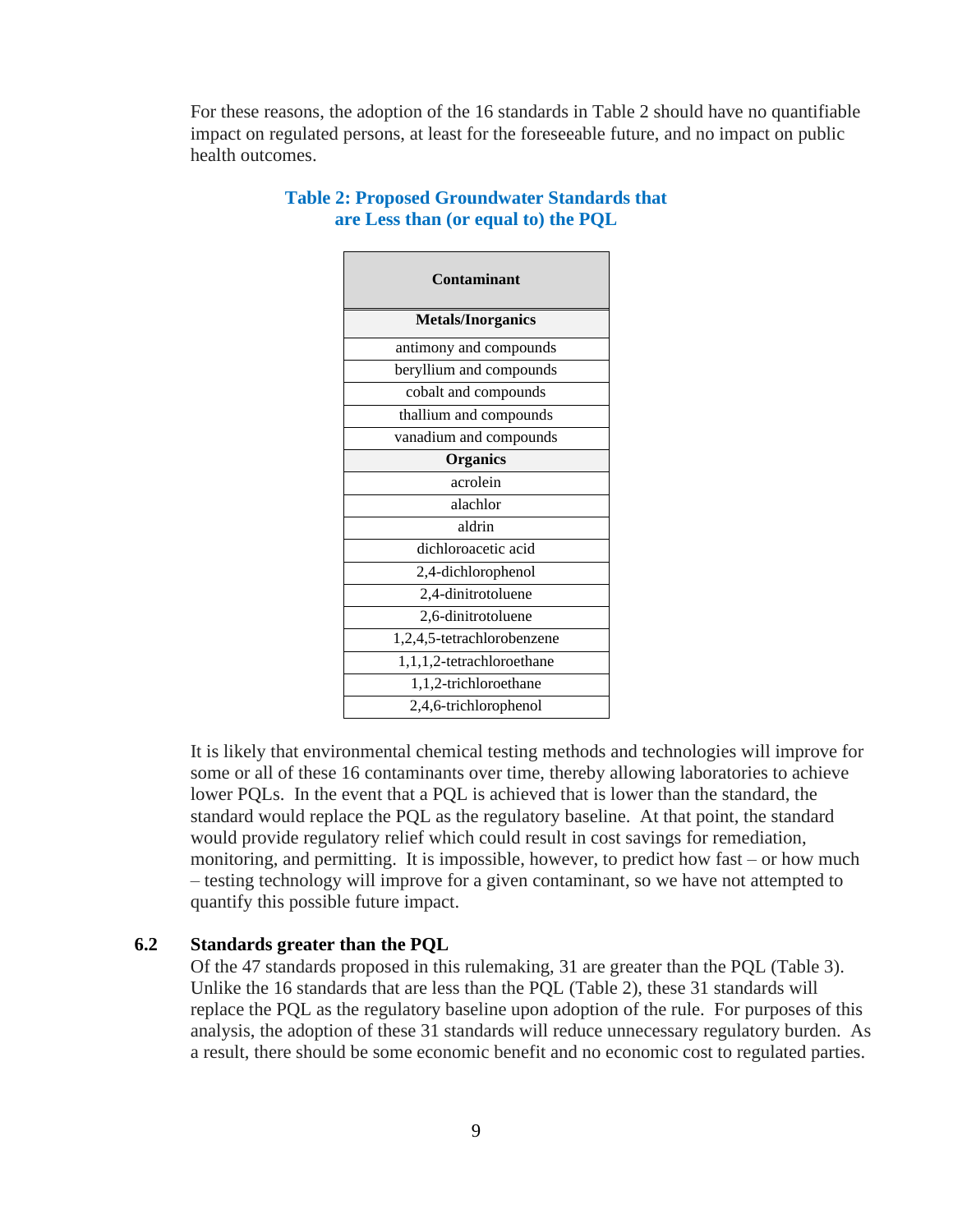For these reasons, the adoption of the 16 standards in Table 2 should have no quantifiable impact on regulated persons, at least for the foreseeable future, and no impact on public health outcomes.

**Table 2: Proposed Groundwater Standards that are Less than (or equal to) the PQL**

| Contaminant |
|---|
| **Metals/Inorganics** |
| antimony and compounds |
| beryllium and compounds |
| cobalt and compounds |
| thallium and compounds |
| vanadium and compounds |
| **Organics** |
| acrolein |
| alachlor |
| aldrin |
| dichloroacetic acid |
| 2,4-dichlorophenol |
| 2,4-dinitrotoluene |
| 2,6-dinitrotoluene |
| 1,2,4,5-tetrachlorobenzene |
| 1,1,1,2-tetrachloroethane |
| 1,1,2-trichloroethane |
| 2,4,6-trichlorophenol |

It is likely that environmental chemical testing methods and technologies will improve for some or all of these 16 contaminants over time, thereby allowing laboratories to achieve lower PQLs. In the event that a PQL is achieved that is lower than the standard, the standard would replace the PQL as the regulatory baseline. At that point, the standard would provide regulatory relief which could result in cost savings for remediation, monitoring, and permitting. It is impossible, however, to predict how fast – or how much – testing technology will improve for a given contaminant, so we have not attempted to quantify this possible future impact.

### 6.2 Standards greater than the PQL

Of the 47 standards proposed in this rulemaking, 31 are greater than the PQL (Table 3). Unlike the 16 standards that are less than the PQL (Table 2), these 31 standards will replace the PQL as the regulatory baseline upon adoption of the rule. For purposes of this analysis, the adoption of these 31 standards will reduce unnecessary regulatory burden. As a result, there should be some economic benefit and no economic cost to regulated parties.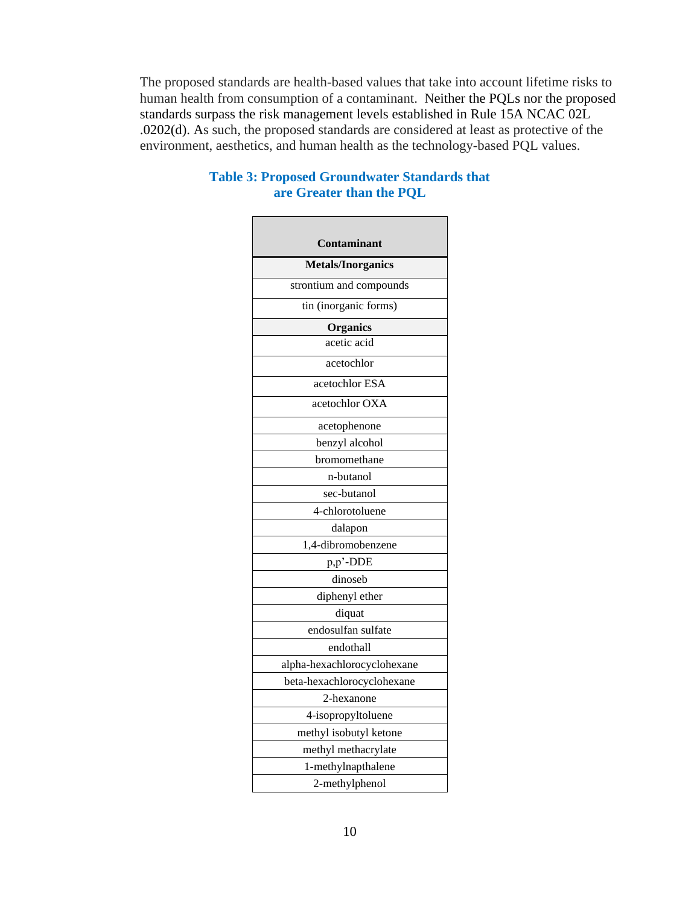The proposed standards are health-based values that take into account lifetime risks to human health from consumption of a contaminant. Neither the PQLs nor the proposed standards surpass the risk management levels established in Rule 15A NCAC 02L .0202(d). As such, the proposed standards are considered at least as protective of the environment, aesthetics, and human health as the technology-based PQL values.

**Table 3: Proposed Groundwater Standards that are Greater than the PQL**

| Contaminant |
|---|
| **Metals/Inorganics** |
| strontium and compounds |
| tin (inorganic forms) |
| **Organics** |
| acetic acid |
| acetochlor |
| acetochlor ESA |
| acetochlor OXA |
| acetophenone |
| benzyl alcohol |
| bromomethane |
| n-butanol |
| sec-butanol |
| 4-chlorotoluene |
| dalapon |
| 1,4-dibromobenzene |
| p,p'-DDE |
| dinoseb |
| diphenyl ether |
| diquat |
| endosulfan sulfate |
| endothall |
| alpha-hexachlorocyclohexane |
| beta-hexachlorocyclohexane |
| 2-hexanone |
| 4-isopropyltoluene |
| methyl isobutyl ketone |
| methyl methacrylate |
| 1-methylnapthalene |
| 2-methylphenol |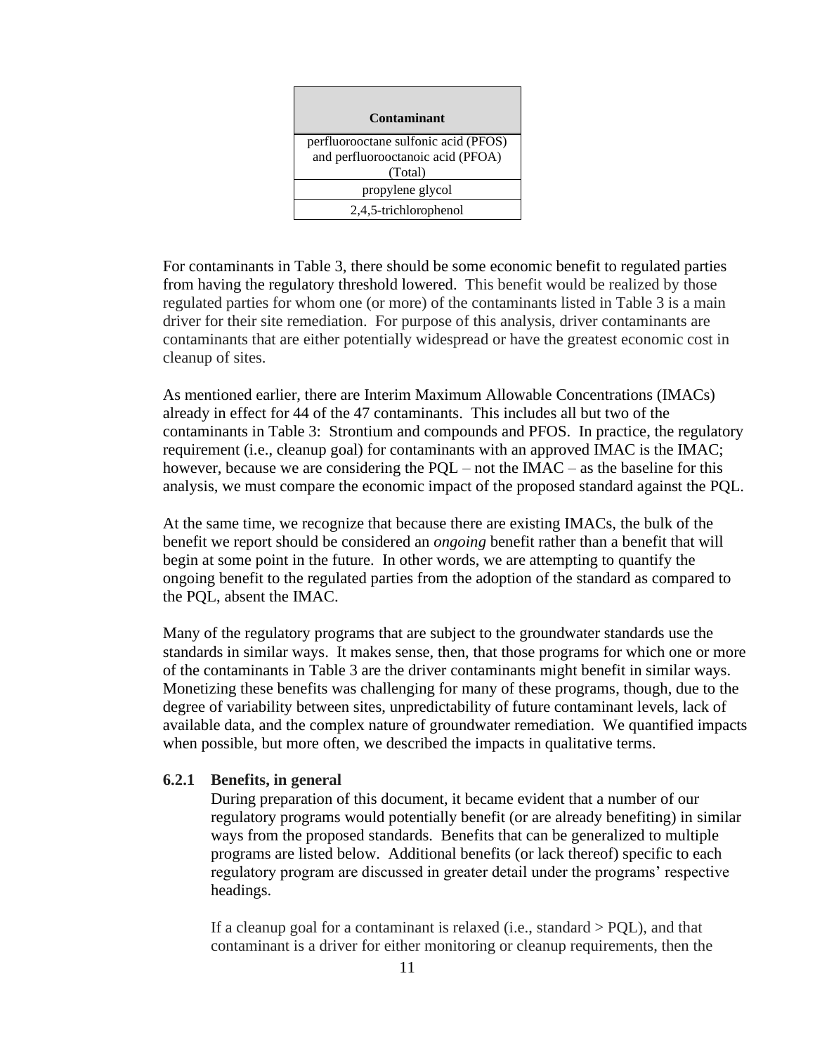| Contaminant |
| --- |
| perfluorooctane sulfonic acid (PFOS) and perfluorooctanoic acid (PFOA) (Total) |
| propylene glycol |
| 2,4,5-trichlorophenol |

For contaminants in Table 3, there should be some economic benefit to regulated parties from having the regulatory threshold lowered. This benefit would be realized by those regulated parties for whom one (or more) of the contaminants listed in Table 3 is a main driver for their site remediation. For purpose of this analysis, driver contaminants are contaminants that are either potentially widespread or have the greatest economic cost in cleanup of sites.

As mentioned earlier, there are Interim Maximum Allowable Concentrations (IMACs) already in effect for 44 of the 47 contaminants. This includes all but two of the contaminants in Table 3: Strontium and compounds and PFOS. In practice, the regulatory requirement (i.e., cleanup goal) for contaminants with an approved IMAC is the IMAC; however, because we are considering the PQL – not the IMAC – as the baseline for this analysis, we must compare the economic impact of the proposed standard against the PQL.

At the same time, we recognize that because there are existing IMACs, the bulk of the benefit we report should be considered an *ongoing* benefit rather than a benefit that will begin at some point in the future. In other words, we are attempting to quantify the ongoing benefit to the regulated parties from the adoption of the standard as compared to the PQL, absent the IMAC.

Many of the regulatory programs that are subject to the groundwater standards use the standards in similar ways. It makes sense, then, that those programs for which one or more of the contaminants in Table 3 are the driver contaminants might benefit in similar ways. Monetizing these benefits was challenging for many of these programs, though, due to the degree of variability between sites, unpredictability of future contaminant levels, lack of available data, and the complex nature of groundwater remediation. We quantified impacts when possible, but more often, we described the impacts in qualitative terms.

### 6.2.1 Benefits, in general

During preparation of this document, it became evident that a number of our regulatory programs would potentially benefit (or are already benefiting) in similar ways from the proposed standards. Benefits that can be generalized to multiple programs are listed below. Additional benefits (or lack thereof) specific to each regulatory program are discussed in greater detail under the programs' respective headings.

If a cleanup goal for a contaminant is relaxed (i.e., standard > PQL), and that contaminant is a driver for either monitoring or cleanup requirements, then the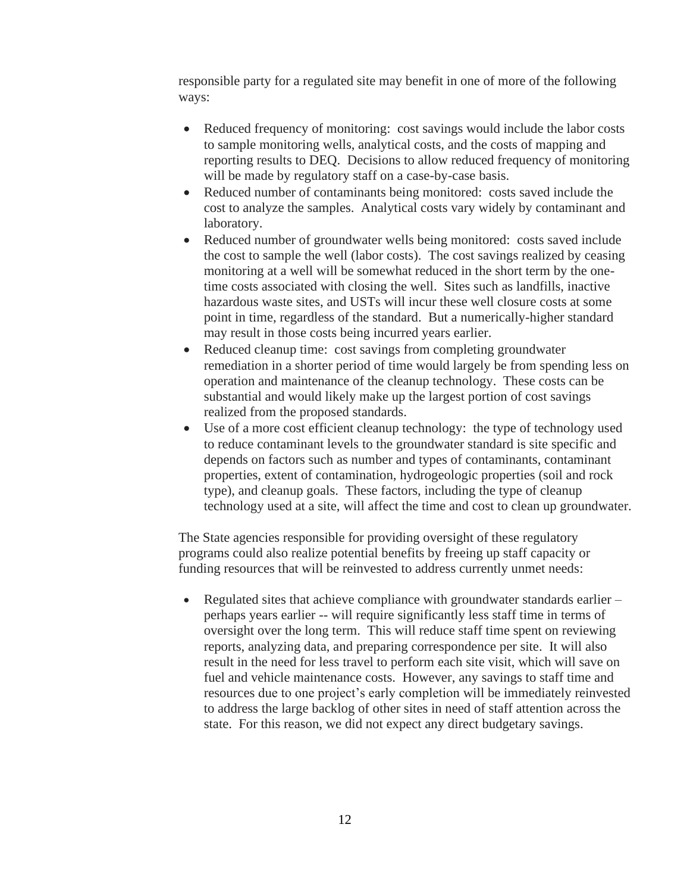responsible party for a regulated site may benefit in one of more of the following ways:

- Reduced frequency of monitoring: cost savings would include the labor costs to sample monitoring wells, analytical costs, and the costs of mapping and reporting results to DEQ. Decisions to allow reduced frequency of monitoring will be made by regulatory staff on a case-by-case basis.
- Reduced number of contaminants being monitored: costs saved include the cost to analyze the samples. Analytical costs vary widely by contaminant and laboratory.
- Reduced number of groundwater wells being monitored: costs saved include the cost to sample the well (labor costs). The cost savings realized by ceasing monitoring at a well will be somewhat reduced in the short term by the one-time costs associated with closing the well. Sites such as landfills, inactive hazardous waste sites, and USTs will incur these well closure costs at some point in time, regardless of the standard. But a numerically-higher standard may result in those costs being incurred years earlier.
- Reduced cleanup time: cost savings from completing groundwater remediation in a shorter period of time would largely be from spending less on operation and maintenance of the cleanup technology. These costs can be substantial and would likely make up the largest portion of cost savings realized from the proposed standards.
- Use of a more cost efficient cleanup technology: the type of technology used to reduce contaminant levels to the groundwater standard is site specific and depends on factors such as number and types of contaminants, contaminant properties, extent of contamination, hydrogeologic properties (soil and rock type), and cleanup goals. These factors, including the type of cleanup technology used at a site, will affect the time and cost to clean up groundwater.

The State agencies responsible for providing oversight of these regulatory programs could also realize potential benefits by freeing up staff capacity or funding resources that will be reinvested to address currently unmet needs:

- Regulated sites that achieve compliance with groundwater standards earlier – perhaps years earlier -- will require significantly less staff time in terms of oversight over the long term. This will reduce staff time spent on reviewing reports, analyzing data, and preparing correspondence per site. It will also result in the need for less travel to perform each site visit, which will save on fuel and vehicle maintenance costs. However, any savings to staff time and resources due to one project's early completion will be immediately reinvested to address the large backlog of other sites in need of staff attention across the state. For this reason, we did not expect any direct budgetary savings.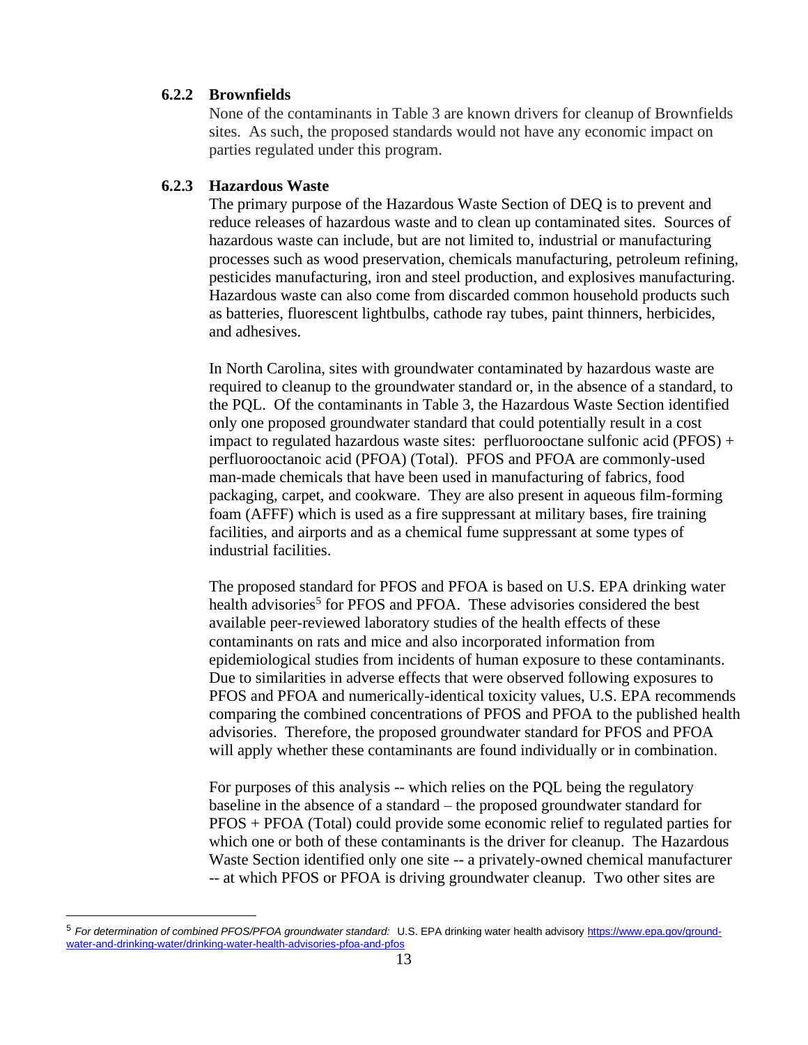### 6.2.2 Brownfields

None of the contaminants in Table 3 are known drivers for cleanup of Brownfields sites. As such, the proposed standards would not have any economic impact on parties regulated under this program.

### 6.2.3 Hazardous Waste

The primary purpose of the Hazardous Waste Section of DEQ is to prevent and reduce releases of hazardous waste and to clean up contaminated sites. Sources of hazardous waste can include, but are not limited to, industrial or manufacturing processes such as wood preservation, chemicals manufacturing, petroleum refining, pesticides manufacturing, iron and steel production, and explosives manufacturing. Hazardous waste can also come from discarded common household products such as batteries, fluorescent lightbulbs, cathode ray tubes, paint thinners, herbicides, and adhesives.

In North Carolina, sites with groundwater contaminated by hazardous waste are required to cleanup to the groundwater standard or, in the absence of a standard, to the PQL. Of the contaminants in Table 3, the Hazardous Waste Section identified only one proposed groundwater standard that could potentially result in a cost impact to regulated hazardous waste sites: perfluorooctane sulfonic acid (PFOS) + perfluorooctanoic acid (PFOA) (Total). PFOS and PFOA are commonly-used man-made chemicals that have been used in manufacturing of fabrics, food packaging, carpet, and cookware. They are also present in aqueous film-forming foam (AFFF) which is used as a fire suppressant at military bases, fire training facilities, and airports and as a chemical fume suppressant at some types of industrial facilities.

The proposed standard for PFOS and PFOA is based on U.S. EPA drinking water health advisories[5] for PFOS and PFOA. These advisories considered the best available peer-reviewed laboratory studies of the health effects of these contaminants on rats and mice and also incorporated information from epidemiological studies from incidents of human exposure to these contaminants. Due to similarities in adverse effects that were observed following exposures to PFOS and PFOA and numerically-identical toxicity values, U.S. EPA recommends comparing the combined concentrations of PFOS and PFOA to the published health advisories. Therefore, the proposed groundwater standard for PFOS and PFOA will apply whether these contaminants are found individually or in combination.

For purposes of this analysis -- which relies on the PQL being the regulatory baseline in the absence of a standard – the proposed groundwater standard for PFOS + PFOA (Total) could provide some economic relief to regulated parties for which one or both of these contaminants is the driver for cleanup. The Hazardous Waste Section identified only one site -- a privately-owned chemical manufacturer -- at which PFOS or PFOA is driving groundwater cleanup. Two other sites are

---

[5] *For determination of combined PFOS/PFOA groundwater standard:* U.S. EPA drinking water health advisory https://www.epa.gov/ground-water-and-drinking-water/drinking-water-health-advisories-pfoa-and-pfos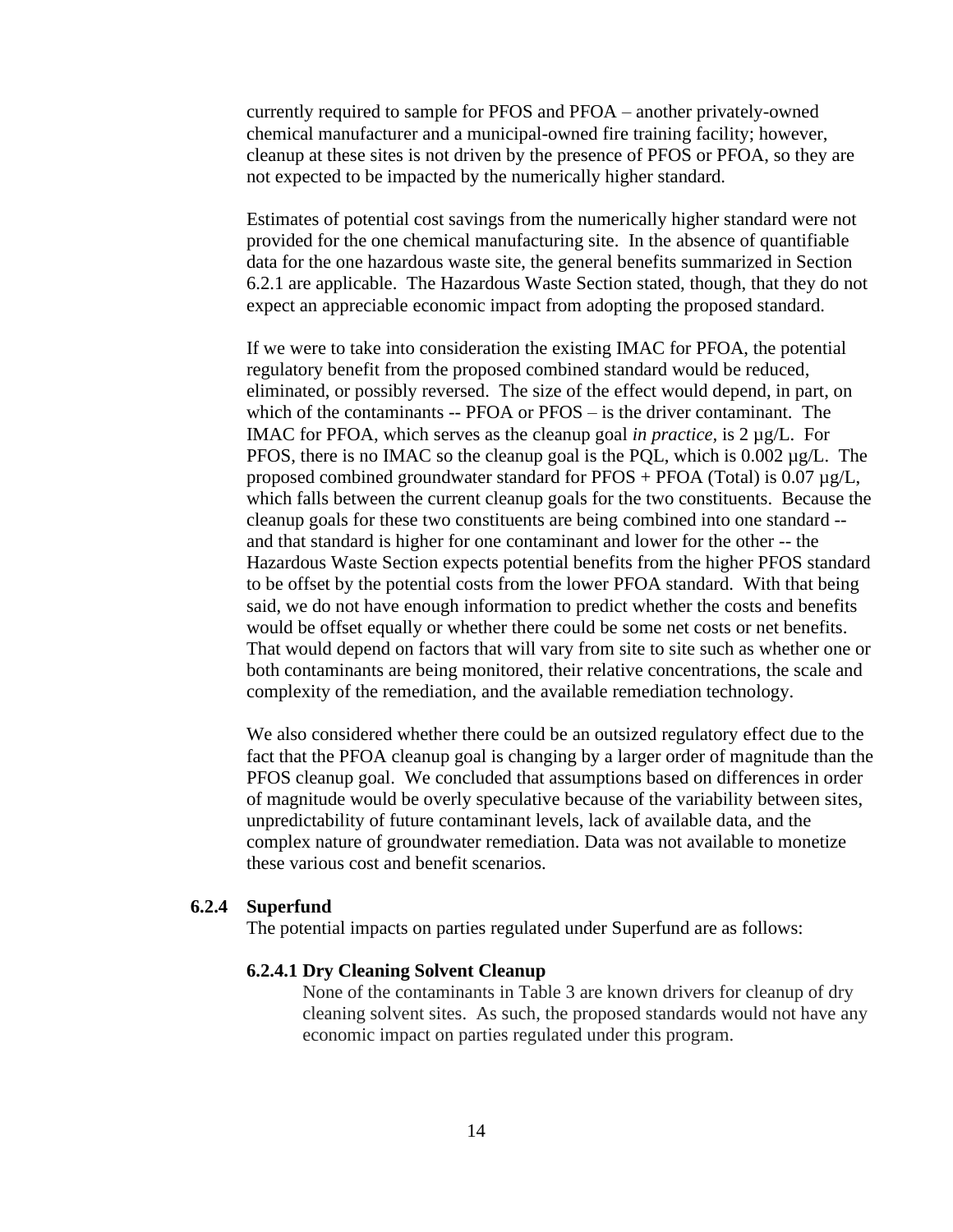currently required to sample for PFOS and PFOA – another privately-owned chemical manufacturer and a municipal-owned fire training facility; however, cleanup at these sites is not driven by the presence of PFOS or PFOA, so they are not expected to be impacted by the numerically higher standard.

Estimates of potential cost savings from the numerically higher standard were not provided for the one chemical manufacturing site. In the absence of quantifiable data for the one hazardous waste site, the general benefits summarized in Section 6.2.1 are applicable. The Hazardous Waste Section stated, though, that they do not expect an appreciable economic impact from adopting the proposed standard.

If we were to take into consideration the existing IMAC for PFOA, the potential regulatory benefit from the proposed combined standard would be reduced, eliminated, or possibly reversed. The size of the effect would depend, in part, on which of the contaminants -- PFOA or PFOS – is the driver contaminant. The IMAC for PFOA, which serves as the cleanup goal *in practice,* is 2 µg/L. For PFOS, there is no IMAC so the cleanup goal is the PQL, which is 0.002 µg/L. The proposed combined groundwater standard for PFOS + PFOA (Total) is 0.07 µg/L, which falls between the current cleanup goals for the two constituents. Because the cleanup goals for these two constituents are being combined into one standard -- and that standard is higher for one contaminant and lower for the other -- the Hazardous Waste Section expects potential benefits from the higher PFOS standard to be offset by the potential costs from the lower PFOA standard. With that being said, we do not have enough information to predict whether the costs and benefits would be offset equally or whether there could be some net costs or net benefits. That would depend on factors that will vary from site to site such as whether one or both contaminants are being monitored, their relative concentrations, the scale and complexity of the remediation, and the available remediation technology.

We also considered whether there could be an outsized regulatory effect due to the fact that the PFOA cleanup goal is changing by a larger order of magnitude than the PFOS cleanup goal. We concluded that assumptions based on differences in order of magnitude would be overly speculative because of the variability between sites, unpredictability of future contaminant levels, lack of available data, and the complex nature of groundwater remediation. Data was not available to monetize these various cost and benefit scenarios.

### 6.2.4 Superfund

The potential impacts on parties regulated under Superfund are as follows:

#### 6.2.4.1 Dry Cleaning Solvent Cleanup

None of the contaminants in Table 3 are known drivers for cleanup of dry cleaning solvent sites. As such, the proposed standards would not have any economic impact on parties regulated under this program.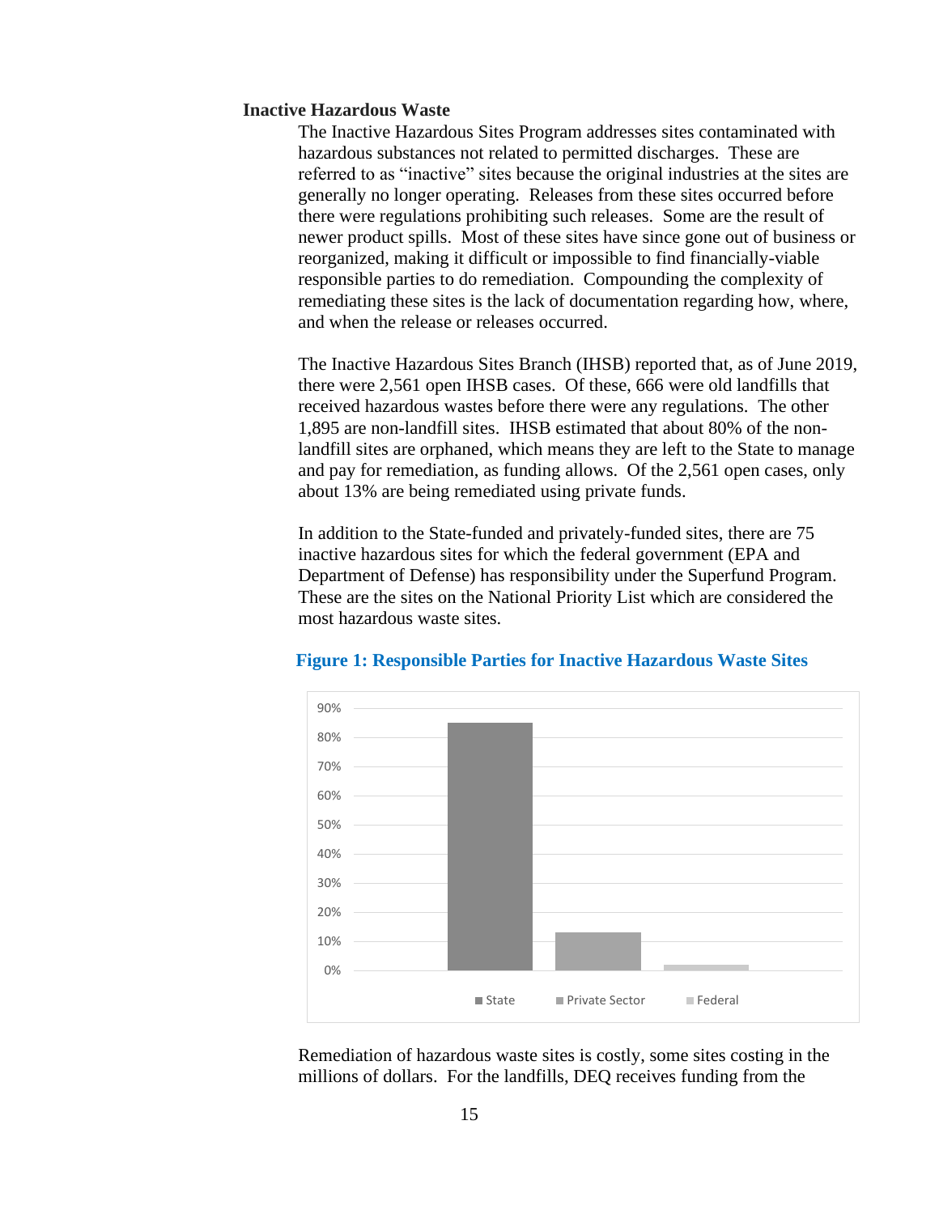### Inactive Hazardous Waste

The Inactive Hazardous Sites Program addresses sites contaminated with hazardous substances not related to permitted discharges. These are referred to as "inactive" sites because the original industries at the sites are generally no longer operating. Releases from these sites occurred before there were regulations prohibiting such releases. Some are the result of newer product spills. Most of these sites have since gone out of business or reorganized, making it difficult or impossible to find financially-viable responsible parties to do remediation. Compounding the complexity of remediating these sites is the lack of documentation regarding how, where, and when the release or releases occurred.

The Inactive Hazardous Sites Branch (IHSB) reported that, as of June 2019, there were 2,561 open IHSB cases. Of these, 666 were old landfills that received hazardous wastes before there were any regulations. The other 1,895 are non-landfill sites. IHSB estimated that about 80% of the non-landfill sites are orphaned, which means they are left to the State to manage and pay for remediation, as funding allows. Of the 2,561 open cases, only about 13% are being remediated using private funds.

In addition to the State-funded and privately-funded sites, there are 75 inactive hazardous sites for which the federal government (EPA and Department of Defense) has responsibility under the Superfund Program. These are the sites on the National Priority List which are considered the most hazardous waste sites.

**Figure 1: Responsible Parties for Inactive Hazardous Waste Sites**

| Responsible Party | Share of Sites (approx.) |
| --- | --- |
| State | 85% |
| Private Sector | 13% |
| Federal | 2% |

Remediation of hazardous waste sites is costly, some sites costing in the millions of dollars. For the landfills, DEQ receives funding from the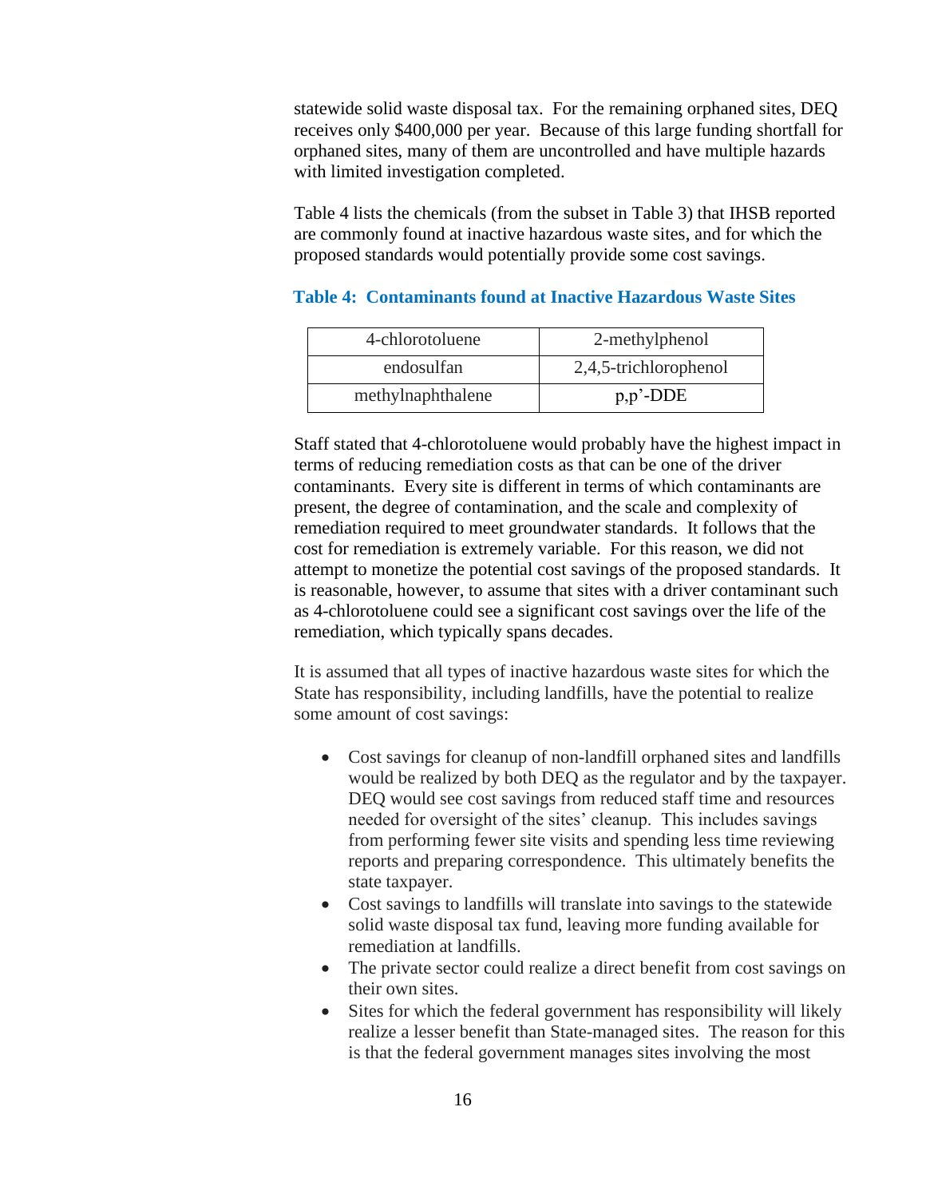statewide solid waste disposal tax. For the remaining orphaned sites, DEQ receives only $400,000 per year. Because of this large funding shortfall for orphaned sites, many of them are uncontrolled and have multiple hazards with limited investigation completed.

Table 4 lists the chemicals (from the subset in Table 3) that IHSB reported are commonly found at inactive hazardous waste sites, and for which the proposed standards would potentially provide some cost savings.

**Table 4: Contaminants found at Inactive Hazardous Waste Sites**

| | |
|---|---|
| 4-chlorotoluene | 2-methylphenol |
| endosulfan | 2,4,5-trichlorophenol |
| methylnaphthalene | p,p'-DDE |

Staff stated that 4-chlorotoluene would probably have the highest impact in terms of reducing remediation costs as that can be one of the driver contaminants. Every site is different in terms of which contaminants are present, the degree of contamination, and the scale and complexity of remediation required to meet groundwater standards. It follows that the cost for remediation is extremely variable. For this reason, we did not attempt to monetize the potential cost savings of the proposed standards. It is reasonable, however, to assume that sites with a driver contaminant such as 4-chlorotoluene could see a significant cost savings over the life of the remediation, which typically spans decades.

It is assumed that all types of inactive hazardous waste sites for which the State has responsibility, including landfills, have the potential to realize some amount of cost savings:

- Cost savings for cleanup of non-landfill orphaned sites and landfills would be realized by both DEQ as the regulator and by the taxpayer. DEQ would see cost savings from reduced staff time and resources needed for oversight of the sites' cleanup. This includes savings from performing fewer site visits and spending less time reviewing reports and preparing correspondence. This ultimately benefits the state taxpayer.
- Cost savings to landfills will translate into savings to the statewide solid waste disposal tax fund, leaving more funding available for remediation at landfills.
- The private sector could realize a direct benefit from cost savings on their own sites.
- Sites for which the federal government has responsibility will likely realize a lesser benefit than State-managed sites. The reason for this is that the federal government manages sites involving the most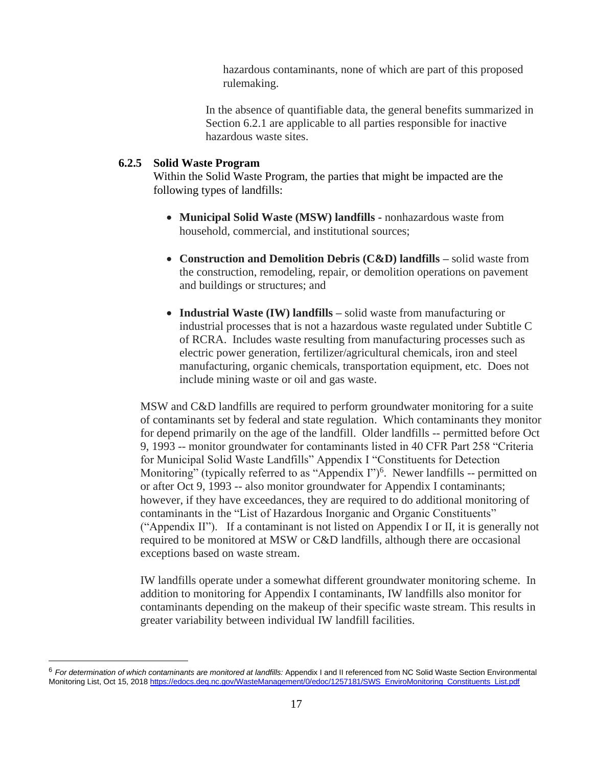hazardous contaminants, none of which are part of this proposed rulemaking.

In the absence of quantifiable data, the general benefits summarized in Section 6.2.1 are applicable to all parties responsible for inactive hazardous waste sites.

### 6.2.5 Solid Waste Program

Within the Solid Waste Program, the parties that might be impacted are the following types of landfills:

- **Municipal Solid Waste (MSW) landfills** - nonhazardous waste from household, commercial, and institutional sources;
- **Construction and Demolition Debris (C&D) landfills** – solid waste from the construction, remodeling, repair, or demolition operations on pavement and buildings or structures; and
- **Industrial Waste (IW) landfills** – solid waste from manufacturing or industrial processes that is not a hazardous waste regulated under Subtitle C of RCRA. Includes waste resulting from manufacturing processes such as electric power generation, fertilizer/agricultural chemicals, iron and steel manufacturing, organic chemicals, transportation equipment, etc. Does not include mining waste or oil and gas waste.

MSW and C&D landfills are required to perform groundwater monitoring for a suite of contaminants set by federal and state regulation. Which contaminants they monitor for depend primarily on the age of the landfill. Older landfills -- permitted before Oct 9, 1993 -- monitor groundwater for contaminants listed in 40 CFR Part 258 "Criteria for Municipal Solid Waste Landfills" Appendix I "Constituents for Detection Monitoring" (typically referred to as "Appendix I")[6]. Newer landfills -- permitted on or after Oct 9, 1993 -- also monitor groundwater for Appendix I contaminants; however, if they have exceedances, they are required to do additional monitoring of contaminants in the "List of Hazardous Inorganic and Organic Constituents" ("Appendix II"). If a contaminant is not listed on Appendix I or II, it is generally not required to be monitored at MSW or C&D landfills, although there are occasional exceptions based on waste stream.

IW landfills operate under a somewhat different groundwater monitoring scheme. In addition to monitoring for Appendix I contaminants, IW landfills also monitor for contaminants depending on the makeup of their specific waste stream. This results in greater variability between individual IW landfill facilities.

---

[6] *For determination of which contaminants are monitored at landfills:* Appendix I and II referenced from NC Solid Waste Section Environmental Monitoring List, Oct 15, 2018 https://edocs.deq.nc.gov/WasteManagement/0/edoc/1257181/SWS_EnviroMonitoring_Constituents_List.pdf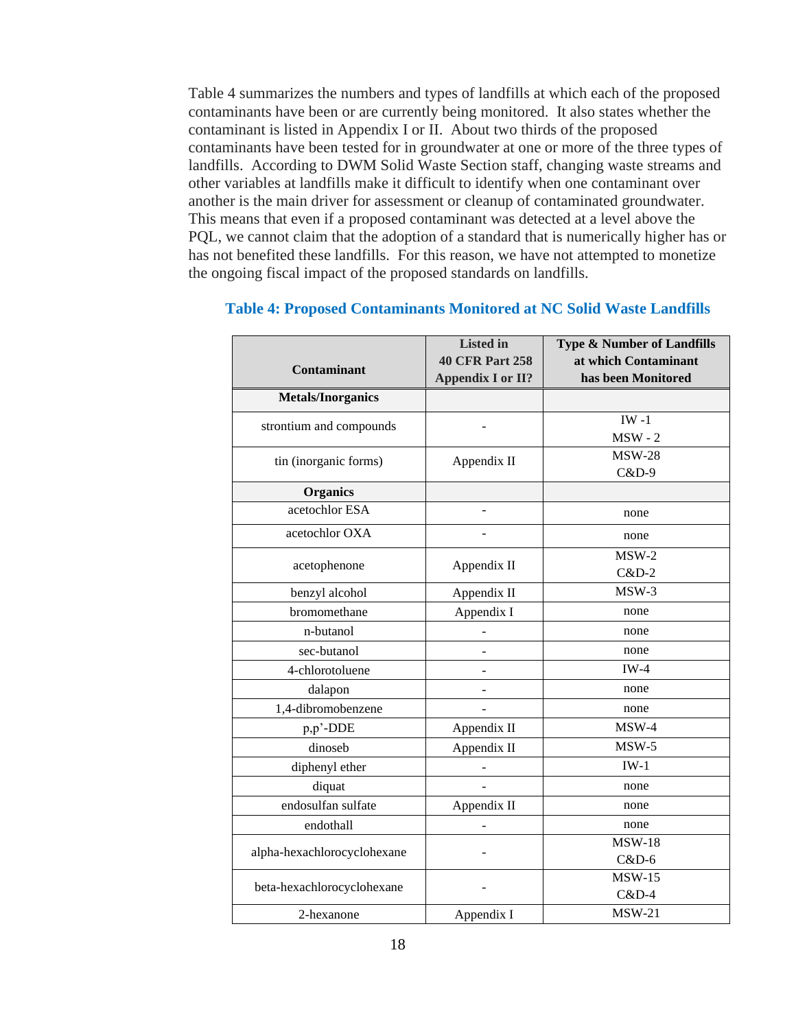Table 4 summarizes the numbers and types of landfills at which each of the proposed contaminants have been or are currently being monitored. It also states whether the contaminant is listed in Appendix I or II. About two thirds of the proposed contaminants have been tested for in groundwater at one or more of the three types of landfills. According to DWM Solid Waste Section staff, changing waste streams and other variables at landfills make it difficult to identify when one contaminant over another is the main driver for assessment or cleanup of contaminated groundwater. This means that even if a proposed contaminant was detected at a level above the PQL, we cannot claim that the adoption of a standard that is numerically higher has or has not benefited these landfills. For this reason, we have not attempted to monetize the ongoing fiscal impact of the proposed standards on landfills.

**Table 4: Proposed Contaminants Monitored at NC Solid Waste Landfills**

| Contaminant | Listed in 40 CFR Part 258 Appendix I or II? | Type & Number of Landfills at which Contaminant has been Monitored |
|---|---|---|
| **Metals/Inorganics** | | |
| strontium and compounds | - | IW -1<br>MSW - 2 |
| tin (inorganic forms) | Appendix II | MSW-28<br>C&D-9 |
| **Organics** | | |
| acetochlor ESA | - | none |
| acetochlor OXA | - | none |
| acetophenone | Appendix II | MSW-2<br>C&D-2 |
| benzyl alcohol | Appendix II | MSW-3 |
| bromomethane | Appendix I | none |
| n-butanol | - | none |
| sec-butanol | - | none |
| 4-chlorotoluene | - | IW-4 |
| dalapon | - | none |
| 1,4-dibromobenzene | - | none |
| p,p'-DDE | Appendix II | MSW-4 |
| dinoseb | Appendix II | MSW-5 |
| diphenyl ether | - | IW-1 |
| diquat | - | none |
| endosulfan sulfate | Appendix II | none |
| endothall | - | none |
| alpha-hexachlorocyclohexane | - | MSW-18<br>C&D-6 |
| beta-hexachlorocyclohexane | - | MSW-15<br>C&D-4 |
| 2-hexanone | Appendix I | MSW-21 |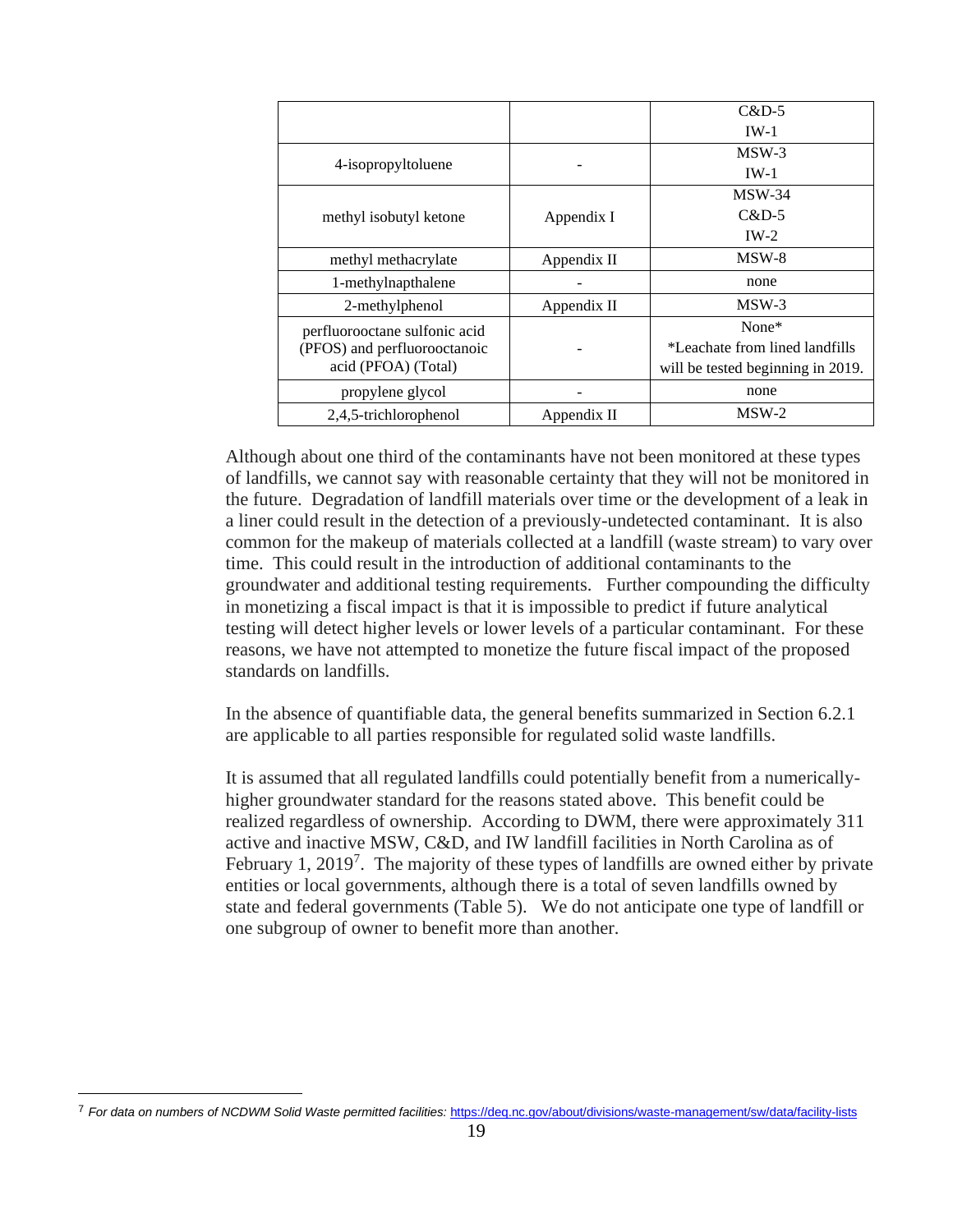| | | |
|---|---|---|
| | | C&D-5<br>IW-1 |
| 4-isopropyltoluene | - | MSW-3<br>IW-1 |
| methyl isobutyl ketone | Appendix I | MSW-34<br>C&D-5<br>IW-2 |
| methyl methacrylate | Appendix II | MSW-8 |
| 1-methylnapthalene | - | none |
| 2-methylphenol | Appendix II | MSW-3 |
| perfluorooctane sulfonic acid (PFOS) and perfluorooctanoic acid (PFOA) (Total) | - | None*<br>*Leachate from lined landfills will be tested beginning in 2019. |
| propylene glycol | - | none |
| 2,4,5-trichlorophenol | Appendix II | MSW-2 |

Although about one third of the contaminants have not been monitored at these types of landfills, we cannot say with reasonable certainty that they will not be monitored in the future. Degradation of landfill materials over time or the development of a leak in a liner could result in the detection of a previously-undetected contaminant. It is also common for the makeup of materials collected at a landfill (waste stream) to vary over time. This could result in the introduction of additional contaminants to the groundwater and additional testing requirements. Further compounding the difficulty in monetizing a fiscal impact is that it is impossible to predict if future analytical testing will detect higher levels or lower levels of a particular contaminant. For these reasons, we have not attempted to monetize the future fiscal impact of the proposed standards on landfills.

In the absence of quantifiable data, the general benefits summarized in Section 6.2.1 are applicable to all parties responsible for regulated solid waste landfills.

It is assumed that all regulated landfills could potentially benefit from a numerically-higher groundwater standard for the reasons stated above. This benefit could be realized regardless of ownership. According to DWM, there were approximately 311 active and inactive MSW, C&D, and IW landfill facilities in North Carolina as of February 1, 2019[7]. The majority of these types of landfills are owned either by private entities or local governments, although there is a total of seven landfills owned by state and federal governments (Table 5). We do not anticipate one type of landfill or one subgroup of owner to benefit more than another.

[7] *For data on numbers of NCDWM Solid Waste permitted facilities:* https://deq.nc.gov/about/divisions/waste-management/sw/data/facility-lists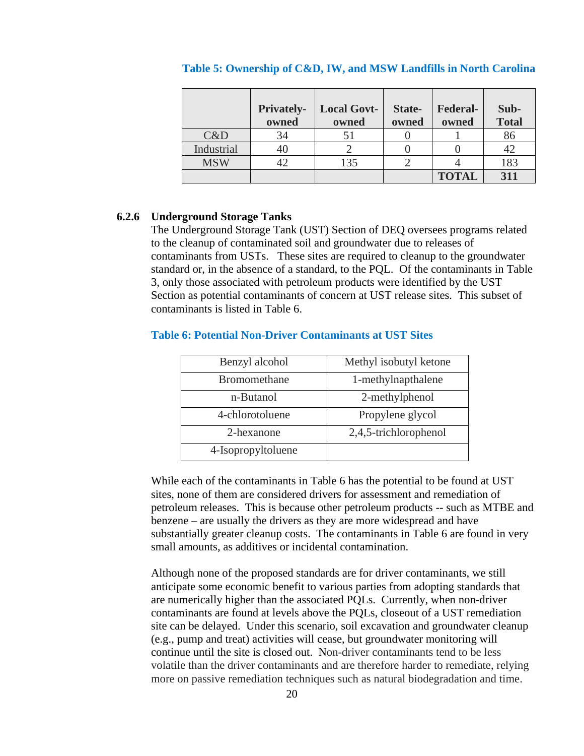**Table 5: Ownership of C&D, IW, and MSW Landfills in North Carolina**

| | Privately-owned | Local Govt-owned | State-owned | Federal-owned | Sub-Total |
|---|---|---|---|---|---|
| C&D | 34 | 51 | 0 | 1 | 86 |
| Industrial | 40 | 2 | 0 | 0 | 42 |
| MSW | 42 | 135 | 2 | 4 | 183 |
| | | | | **TOTAL** | **311** |

### 6.2.6 Underground Storage Tanks

The Underground Storage Tank (UST) Section of DEQ oversees programs related to the cleanup of contaminated soil and groundwater due to releases of contaminants from USTs. These sites are required to cleanup to the groundwater standard or, in the absence of a standard, to the PQL. Of the contaminants in Table 3, only those associated with petroleum products were identified by the UST Section as potential contaminants of concern at UST release sites. This subset of contaminants is listed in Table 6.

**Table 6: Potential Non-Driver Contaminants at UST Sites**

| | |
|---|---|
| Benzyl alcohol | Methyl isobutyl ketone |
| Bromomethane | 1-methylnapthalene |
| n-Butanol | 2-methylphenol |
| 4-chlorotoluene | Propylene glycol |
| 2-hexanone | 2,4,5-trichlorophenol |
| 4-Isopropyltoluene | |

While each of the contaminants in Table 6 has the potential to be found at UST sites, none of them are considered drivers for assessment and remediation of petroleum releases. This is because other petroleum products -- such as MTBE and benzene – are usually the drivers as they are more widespread and have substantially greater cleanup costs. The contaminants in Table 6 are found in very small amounts, as additives or incidental contamination.

Although none of the proposed standards are for driver contaminants, we still anticipate some economic benefit to various parties from adopting standards that are numerically higher than the associated PQLs. Currently, when non-driver contaminants are found at levels above the PQLs, closeout of a UST remediation site can be delayed. Under this scenario, soil excavation and groundwater cleanup (e.g., pump and treat) activities will cease, but groundwater monitoring will continue until the site is closed out. Non-driver contaminants tend to be less volatile than the driver contaminants and are therefore harder to remediate, relying more on passive remediation techniques such as natural biodegradation and time.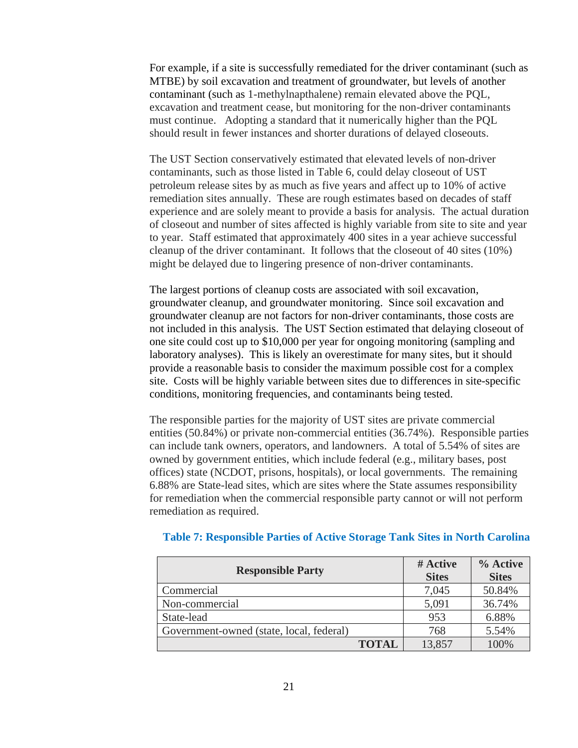For example, if a site is successfully remediated for the driver contaminant (such as MTBE) by soil excavation and treatment of groundwater, but levels of another contaminant (such as 1-methylnapthalene) remain elevated above the PQL, excavation and treatment cease, but monitoring for the non-driver contaminants must continue. Adopting a standard that it numerically higher than the PQL should result in fewer instances and shorter durations of delayed closeouts.

The UST Section conservatively estimated that elevated levels of non-driver contaminants, such as those listed in Table 6, could delay closeout of UST petroleum release sites by as much as five years and affect up to 10% of active remediation sites annually. These are rough estimates based on decades of staff experience and are solely meant to provide a basis for analysis. The actual duration of closeout and number of sites affected is highly variable from site to site and year to year. Staff estimated that approximately 400 sites in a year achieve successful cleanup of the driver contaminant. It follows that the closeout of 40 sites (10%) might be delayed due to lingering presence of non-driver contaminants.

The largest portions of cleanup costs are associated with soil excavation, groundwater cleanup, and groundwater monitoring. Since soil excavation and groundwater cleanup are not factors for non-driver contaminants, those costs are not included in this analysis. The UST Section estimated that delaying closeout of one site could cost up to $10,000 per year for ongoing monitoring (sampling and laboratory analyses). This is likely an overestimate for many sites, but it should provide a reasonable basis to consider the maximum possible cost for a complex site. Costs will be highly variable between sites due to differences in site-specific conditions, monitoring frequencies, and contaminants being tested.

The responsible parties for the majority of UST sites are private commercial entities (50.84%) or private non-commercial entities (36.74%). Responsible parties can include tank owners, operators, and landowners. A total of 5.54% of sites are owned by government entities, which include federal (e.g., military bases, post offices) state (NCDOT, prisons, hospitals), or local governments. The remaining 6.88% are State-lead sites, which are sites where the State assumes responsibility for remediation when the commercial responsible party cannot or will not perform remediation as required.

**Table 7: Responsible Parties of Active Storage Tank Sites in North Carolina**

| Responsible Party | # Active Sites | % Active Sites |
|---|---|---|
| Commercial | 7,045 | 50.84% |
| Non-commercial | 5,091 | 36.74% |
| State-lead | 953 | 6.88% |
| Government-owned (state, local, federal) | 768 | 5.54% |
| **TOTAL** | 13,857 | 100% |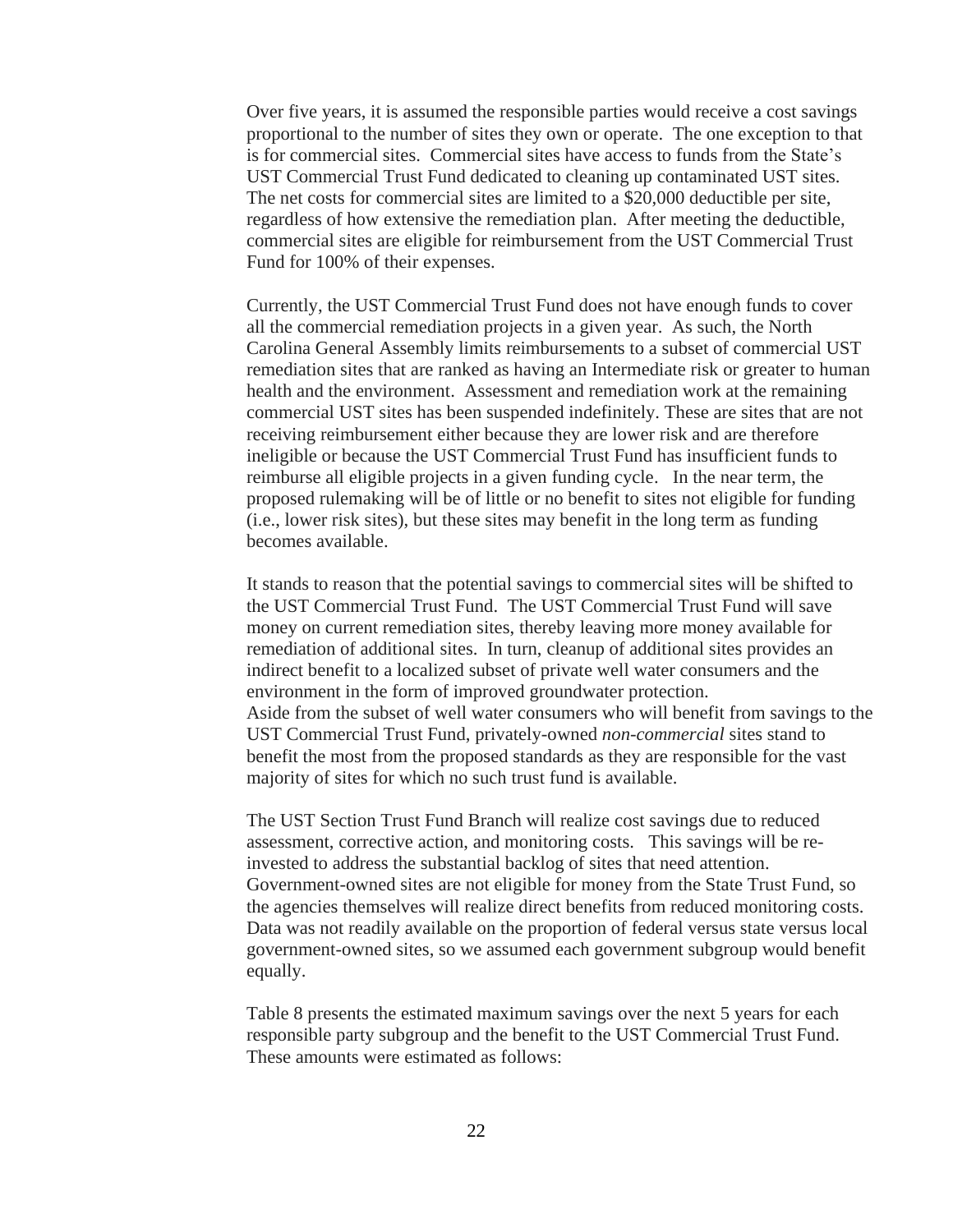Over five years, it is assumed the responsible parties would receive a cost savings proportional to the number of sites they own or operate. The one exception to that is for commercial sites. Commercial sites have access to funds from the State's UST Commercial Trust Fund dedicated to cleaning up contaminated UST sites. The net costs for commercial sites are limited to a $20,000 deductible per site, regardless of how extensive the remediation plan. After meeting the deductible, commercial sites are eligible for reimbursement from the UST Commercial Trust Fund for 100% of their expenses.

Currently, the UST Commercial Trust Fund does not have enough funds to cover all the commercial remediation projects in a given year. As such, the North Carolina General Assembly limits reimbursements to a subset of commercial UST remediation sites that are ranked as having an Intermediate risk or greater to human health and the environment. Assessment and remediation work at the remaining commercial UST sites has been suspended indefinitely. These are sites that are not receiving reimbursement either because they are lower risk and are therefore ineligible or because the UST Commercial Trust Fund has insufficient funds to reimburse all eligible projects in a given funding cycle. In the near term, the proposed rulemaking will be of little or no benefit to sites not eligible for funding (i.e., lower risk sites), but these sites may benefit in the long term as funding becomes available.

It stands to reason that the potential savings to commercial sites will be shifted to the UST Commercial Trust Fund. The UST Commercial Trust Fund will save money on current remediation sites, thereby leaving more money available for remediation of additional sites. In turn, cleanup of additional sites provides an indirect benefit to a localized subset of private well water consumers and the environment in the form of improved groundwater protection.
Aside from the subset of well water consumers who will benefit from savings to the UST Commercial Trust Fund, privately-owned *non-commercial* sites stand to benefit the most from the proposed standards as they are responsible for the vast majority of sites for which no such trust fund is available.

The UST Section Trust Fund Branch will realize cost savings due to reduced assessment, corrective action, and monitoring costs. This savings will be re-invested to address the substantial backlog of sites that need attention. Government-owned sites are not eligible for money from the State Trust Fund, so the agencies themselves will realize direct benefits from reduced monitoring costs. Data was not readily available on the proportion of federal versus state versus local government-owned sites, so we assumed each government subgroup would benefit equally.

Table 8 presents the estimated maximum savings over the next 5 years for each responsible party subgroup and the benefit to the UST Commercial Trust Fund. These amounts were estimated as follows: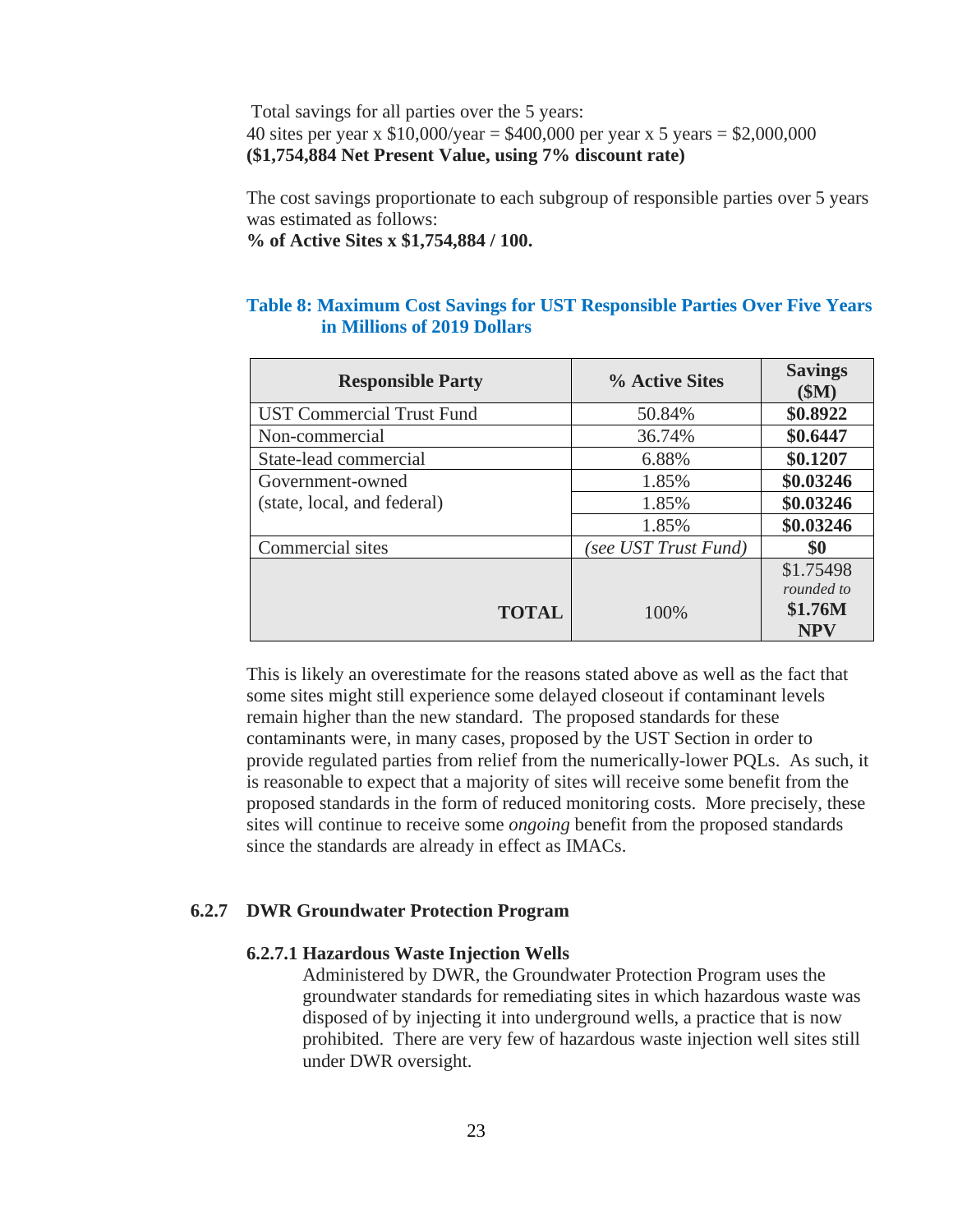Total savings for all parties over the 5 years:
40 sites per year x $10,000/year = $400,000 per year x 5 years = $2,000,000
**($1,754,884 Net Present Value, using 7% discount rate)**

The cost savings proportionate to each subgroup of responsible parties over 5 years was estimated as follows:
**% of Active Sites x $1,754,884 / 100.**

**Table 8: Maximum Cost Savings for UST Responsible Parties Over Five Years in Millions of 2019 Dollars**

| Responsible Party | % Active Sites | Savings ($M) |
|---|---|---|
| UST Commercial Trust Fund | 50.84% | **$0.8922** |
| Non-commercial | 36.74% | **$0.6447** |
| State-lead commercial | 6.88% | **$0.1207** |
| Government-owned (state, local, and federal) | 1.85% | **$0.03246** |
| | 1.85% | **$0.03246** |
| | 1.85% | **$0.03246** |
| Commercial sites | *(see UST Trust Fund)* | **$0** |
| **TOTAL** | 100% | $1.75498 *rounded to* **$1.76M NPV** |

This is likely an overestimate for the reasons stated above as well as the fact that some sites might still experience some delayed closeout if contaminant levels remain higher than the new standard. The proposed standards for these contaminants were, in many cases, proposed by the UST Section in order to provide regulated parties from relief from the numerically-lower PQLs. As such, it is reasonable to expect that a majority of sites will receive some benefit from the proposed standards in the form of reduced monitoring costs. More precisely, these sites will continue to receive some *ongoing* benefit from the proposed standards since the standards are already in effect as IMACs.

### 6.2.7 DWR Groundwater Protection Program

#### 6.2.7.1 Hazardous Waste Injection Wells

Administered by DWR, the Groundwater Protection Program uses the groundwater standards for remediating sites in which hazardous waste was disposed of by injecting it into underground wells, a practice that is now prohibited. There are very few of hazardous waste injection well sites still under DWR oversight.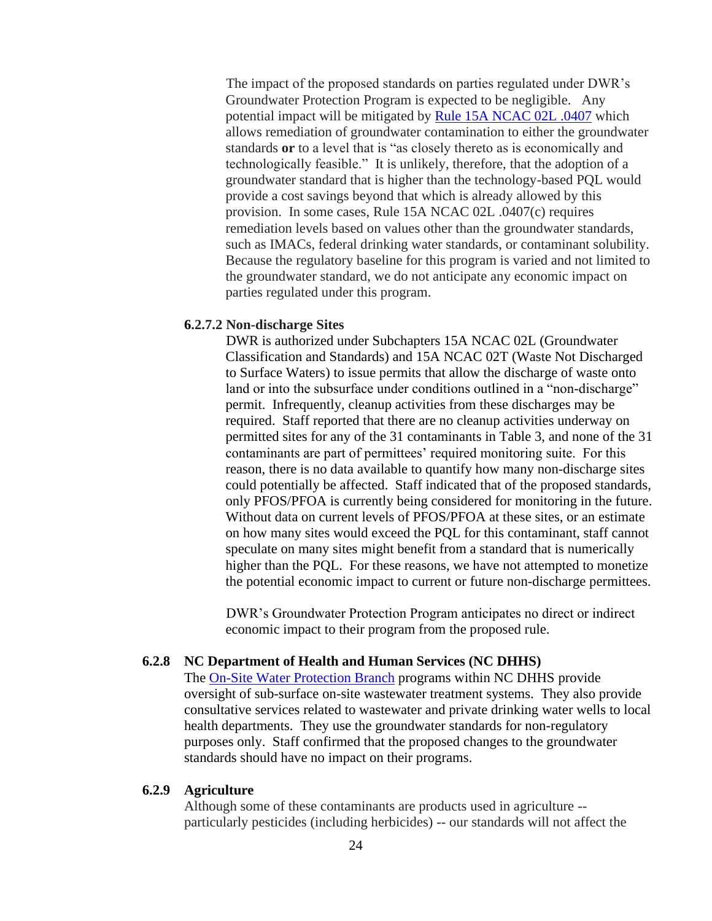The impact of the proposed standards on parties regulated under DWR's Groundwater Protection Program is expected to be negligible. Any potential impact will be mitigated by [Rule 15A NCAC 02L .0407](#) which allows remediation of groundwater contamination to either the groundwater standards **or** to a level that is "as closely thereto as is economically and technologically feasible." It is unlikely, therefore, that the adoption of a groundwater standard that is higher than the technology-based PQL would provide a cost savings beyond that which is already allowed by this provision. In some cases, Rule 15A NCAC 02L .0407(c) requires remediation levels based on values other than the groundwater standards, such as IMACs, federal drinking water standards, or contaminant solubility. Because the regulatory baseline for this program is varied and not limited to the groundwater standard, we do not anticipate any economic impact on parties regulated under this program.

#### 6.2.7.2 Non-discharge Sites

DWR is authorized under Subchapters 15A NCAC 02L (Groundwater Classification and Standards) and 15A NCAC 02T (Waste Not Discharged to Surface Waters) to issue permits that allow the discharge of waste onto land or into the subsurface under conditions outlined in a "non-discharge" permit. Infrequently, cleanup activities from these discharges may be required. Staff reported that there are no cleanup activities underway on permitted sites for any of the 31 contaminants in Table 3, and none of the 31 contaminants are part of permittees' required monitoring suite. For this reason, there is no data available to quantify how many non-discharge sites could potentially be affected. Staff indicated that of the proposed standards, only PFOS/PFOA is currently being considered for monitoring in the future. Without data on current levels of PFOS/PFOA at these sites, or an estimate on how many sites would exceed the PQL for this contaminant, staff cannot speculate on many sites might benefit from a standard that is numerically higher than the PQL. For these reasons, we have not attempted to monetize the potential economic impact to current or future non-discharge permittees.

DWR's Groundwater Protection Program anticipates no direct or indirect economic impact to their program from the proposed rule.

### 6.2.8 NC Department of Health and Human Services (NC DHHS)

The [On-Site Water Protection Branch](#) programs within NC DHHS provide oversight of sub-surface on-site wastewater treatment systems. They also provide consultative services related to wastewater and private drinking water wells to local health departments. They use the groundwater standards for non-regulatory purposes only. Staff confirmed that the proposed changes to the groundwater standards should have no impact on their programs.

### 6.2.9 Agriculture

Although some of these contaminants are products used in agriculture -- particularly pesticides (including herbicides) -- our standards will not affect the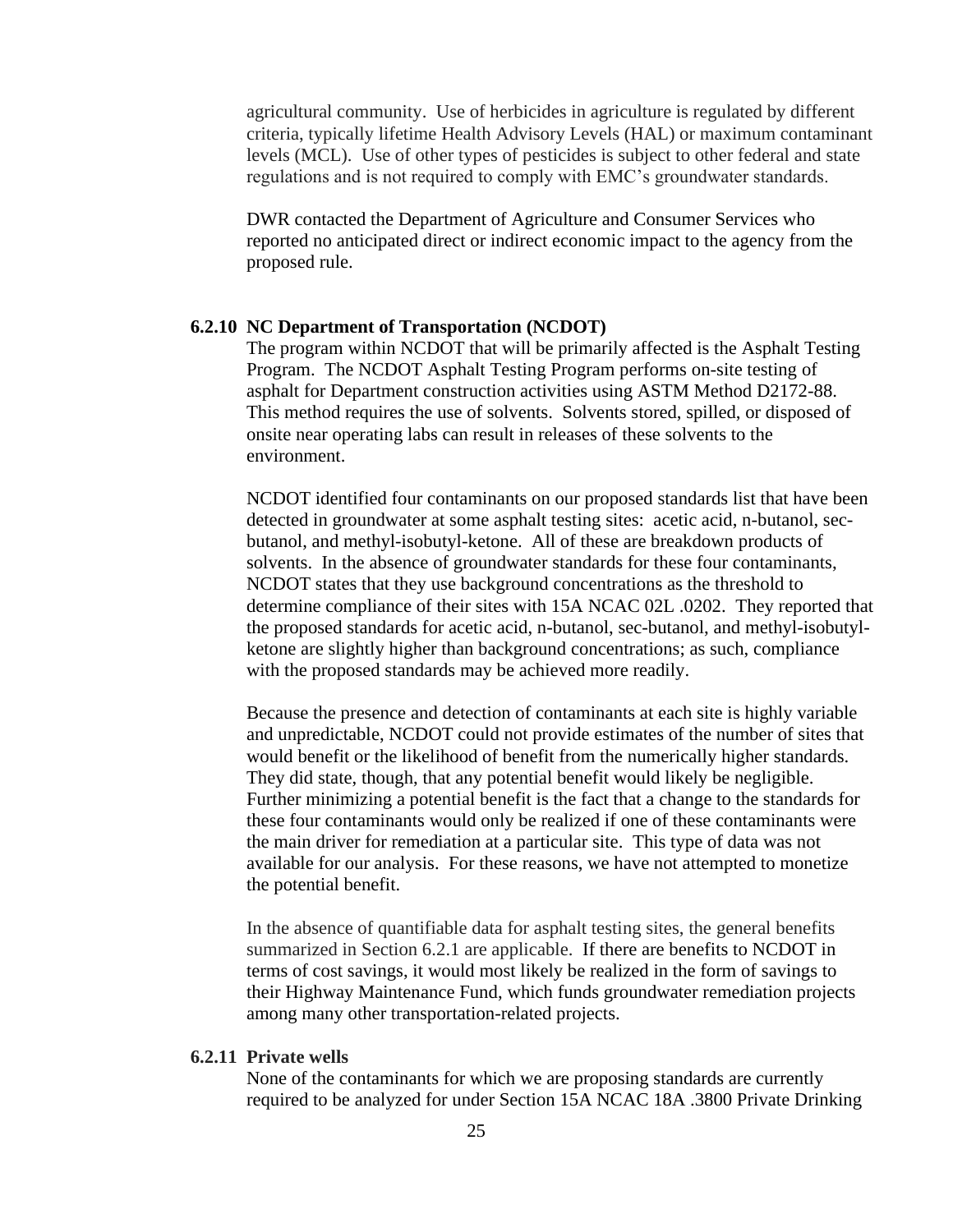agricultural community. Use of herbicides in agriculture is regulated by different criteria, typically lifetime Health Advisory Levels (HAL) or maximum contaminant levels (MCL). Use of other types of pesticides is subject to other federal and state regulations and is not required to comply with EMC's groundwater standards.

DWR contacted the Department of Agriculture and Consumer Services who reported no anticipated direct or indirect economic impact to the agency from the proposed rule.

### 6.2.10 NC Department of Transportation (NCDOT)

The program within NCDOT that will be primarily affected is the Asphalt Testing Program. The NCDOT Asphalt Testing Program performs on-site testing of asphalt for Department construction activities using ASTM Method D2172-88. This method requires the use of solvents. Solvents stored, spilled, or disposed of onsite near operating labs can result in releases of these solvents to the environment.

NCDOT identified four contaminants on our proposed standards list that have been detected in groundwater at some asphalt testing sites: acetic acid, n-butanol, sec-butanol, and methyl-isobutyl-ketone. All of these are breakdown products of solvents. In the absence of groundwater standards for these four contaminants, NCDOT states that they use background concentrations as the threshold to determine compliance of their sites with 15A NCAC 02L .0202. They reported that the proposed standards for acetic acid, n-butanol, sec-butanol, and methyl-isobutyl-ketone are slightly higher than background concentrations; as such, compliance with the proposed standards may be achieved more readily.

Because the presence and detection of contaminants at each site is highly variable and unpredictable, NCDOT could not provide estimates of the number of sites that would benefit or the likelihood of benefit from the numerically higher standards. They did state, though, that any potential benefit would likely be negligible. Further minimizing a potential benefit is the fact that a change to the standards for these four contaminants would only be realized if one of these contaminants were the main driver for remediation at a particular site. This type of data was not available for our analysis. For these reasons, we have not attempted to monetize the potential benefit.

In the absence of quantifiable data for asphalt testing sites, the general benefits summarized in Section 6.2.1 are applicable. If there are benefits to NCDOT in terms of cost savings, it would most likely be realized in the form of savings to their Highway Maintenance Fund, which funds groundwater remediation projects among many other transportation-related projects.

### 6.2.11 Private wells

None of the contaminants for which we are proposing standards are currently required to be analyzed for under Section 15A NCAC 18A .3800 Private Drinking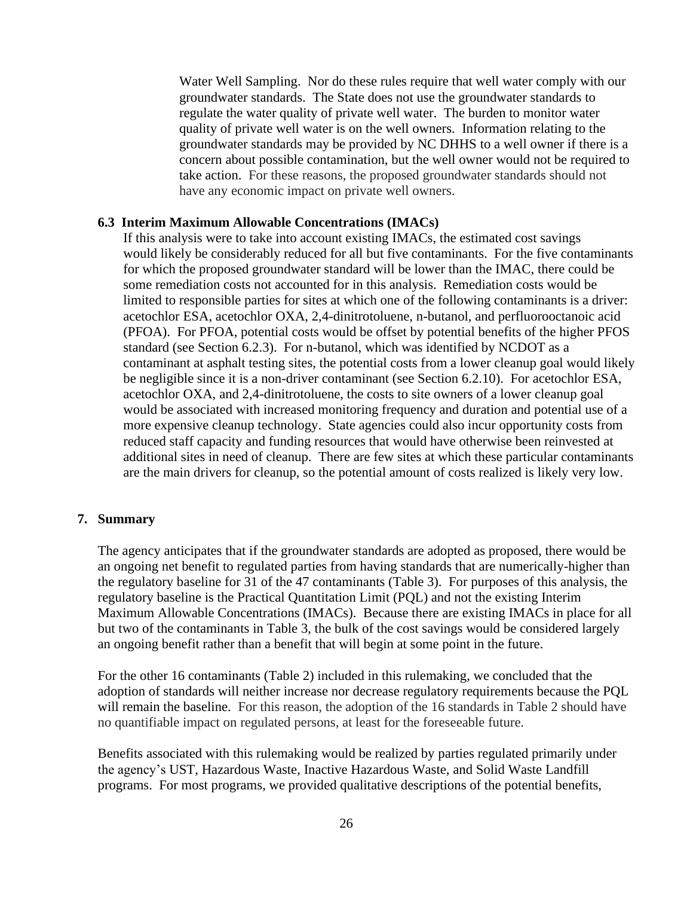Water Well Sampling. Nor do these rules require that well water comply with our groundwater standards. The State does not use the groundwater standards to regulate the water quality of private well water. The burden to monitor water quality of private well water is on the well owners. Information relating to the groundwater standards may be provided by NC DHHS to a well owner if there is a concern about possible contamination, but the well owner would not be required to take action. For these reasons, the proposed groundwater standards should not have any economic impact on private well owners.

### 6.3 Interim Maximum Allowable Concentrations (IMACs)

If this analysis were to take into account existing IMACs, the estimated cost savings would likely be considerably reduced for all but five contaminants. For the five contaminants for which the proposed groundwater standard will be lower than the IMAC, there could be some remediation costs not accounted for in this analysis. Remediation costs would be limited to responsible parties for sites at which one of the following contaminants is a driver: acetochlor ESA, acetochlor OXA, 2,4-dinitrotoluene, n-butanol, and perfluorooctanoic acid (PFOA). For PFOA, potential costs would be offset by potential benefits of the higher PFOS standard (see Section 6.2.3). For n-butanol, which was identified by NCDOT as a contaminant at asphalt testing sites, the potential costs from a lower cleanup goal would likely be negligible since it is a non-driver contaminant (see Section 6.2.10). For acetochlor ESA, acetochlor OXA, and 2,4-dinitrotoluene, the costs to site owners of a lower cleanup goal would be associated with increased monitoring frequency and duration and potential use of a more expensive cleanup technology. State agencies could also incur opportunity costs from reduced staff capacity and funding resources that would have otherwise been reinvested at additional sites in need of cleanup. There are few sites at which these particular contaminants are the main drivers for cleanup, so the potential amount of costs realized is likely very low.

## 7. Summary

The agency anticipates that if the groundwater standards are adopted as proposed, there would be an ongoing net benefit to regulated parties from having standards that are numerically-higher than the regulatory baseline for 31 of the 47 contaminants (Table 3). For purposes of this analysis, the regulatory baseline is the Practical Quantitation Limit (PQL) and not the existing Interim Maximum Allowable Concentrations (IMACs). Because there are existing IMACs in place for all but two of the contaminants in Table 3, the bulk of the cost savings would be considered largely an ongoing benefit rather than a benefit that will begin at some point in the future.

For the other 16 contaminants (Table 2) included in this rulemaking, we concluded that the adoption of standards will neither increase nor decrease regulatory requirements because the PQL will remain the baseline. For this reason, the adoption of the 16 standards in Table 2 should have no quantifiable impact on regulated persons, at least for the foreseeable future.

Benefits associated with this rulemaking would be realized by parties regulated primarily under the agency's UST, Hazardous Waste, Inactive Hazardous Waste, and Solid Waste Landfill programs. For most programs, we provided qualitative descriptions of the potential benefits,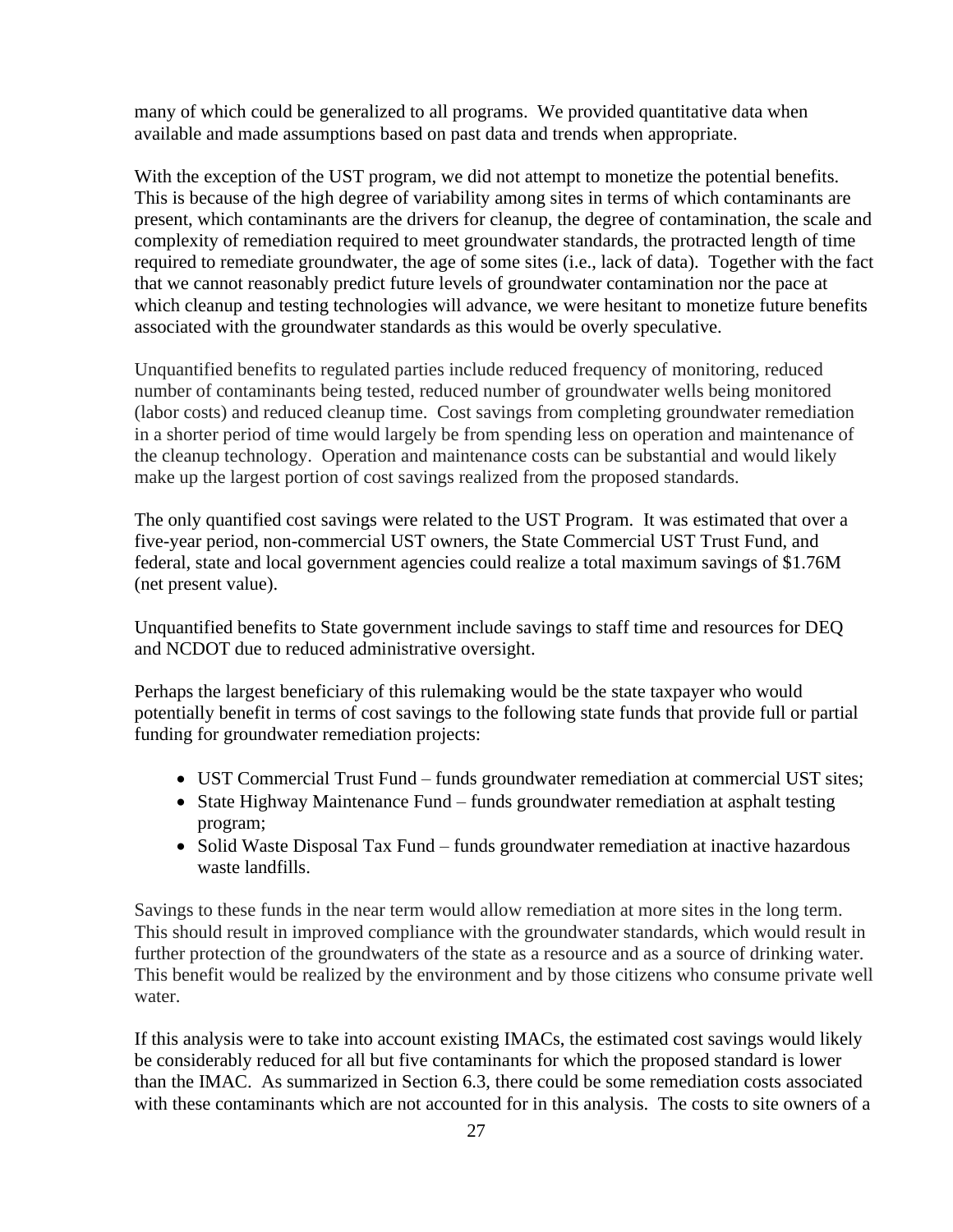many of which could be generalized to all programs. We provided quantitative data when available and made assumptions based on past data and trends when appropriate.

With the exception of the UST program, we did not attempt to monetize the potential benefits. This is because of the high degree of variability among sites in terms of which contaminants are present, which contaminants are the drivers for cleanup, the degree of contamination, the scale and complexity of remediation required to meet groundwater standards, the protracted length of time required to remediate groundwater, the age of some sites (i.e., lack of data). Together with the fact that we cannot reasonably predict future levels of groundwater contamination nor the pace at which cleanup and testing technologies will advance, we were hesitant to monetize future benefits associated with the groundwater standards as this would be overly speculative.

Unquantified benefits to regulated parties include reduced frequency of monitoring, reduced number of contaminants being tested, reduced number of groundwater wells being monitored (labor costs) and reduced cleanup time. Cost savings from completing groundwater remediation in a shorter period of time would largely be from spending less on operation and maintenance of the cleanup technology. Operation and maintenance costs can be substantial and would likely make up the largest portion of cost savings realized from the proposed standards.

The only quantified cost savings were related to the UST Program. It was estimated that over a five-year period, non-commercial UST owners, the State Commercial UST Trust Fund, and federal, state and local government agencies could realize a total maximum savings of $1.76M (net present value).

Unquantified benefits to State government include savings to staff time and resources for DEQ and NCDOT due to reduced administrative oversight.

Perhaps the largest beneficiary of this rulemaking would be the state taxpayer who would potentially benefit in terms of cost savings to the following state funds that provide full or partial funding for groundwater remediation projects:

- UST Commercial Trust Fund – funds groundwater remediation at commercial UST sites;
- State Highway Maintenance Fund – funds groundwater remediation at asphalt testing program;
- Solid Waste Disposal Tax Fund – funds groundwater remediation at inactive hazardous waste landfills.

Savings to these funds in the near term would allow remediation at more sites in the long term. This should result in improved compliance with the groundwater standards, which would result in further protection of the groundwaters of the state as a resource and as a source of drinking water. This benefit would be realized by the environment and by those citizens who consume private well water.

If this analysis were to take into account existing IMACs, the estimated cost savings would likely be considerably reduced for all but five contaminants for which the proposed standard is lower than the IMAC. As summarized in Section 6.3, there could be some remediation costs associated with these contaminants which are not accounted for in this analysis. The costs to site owners of a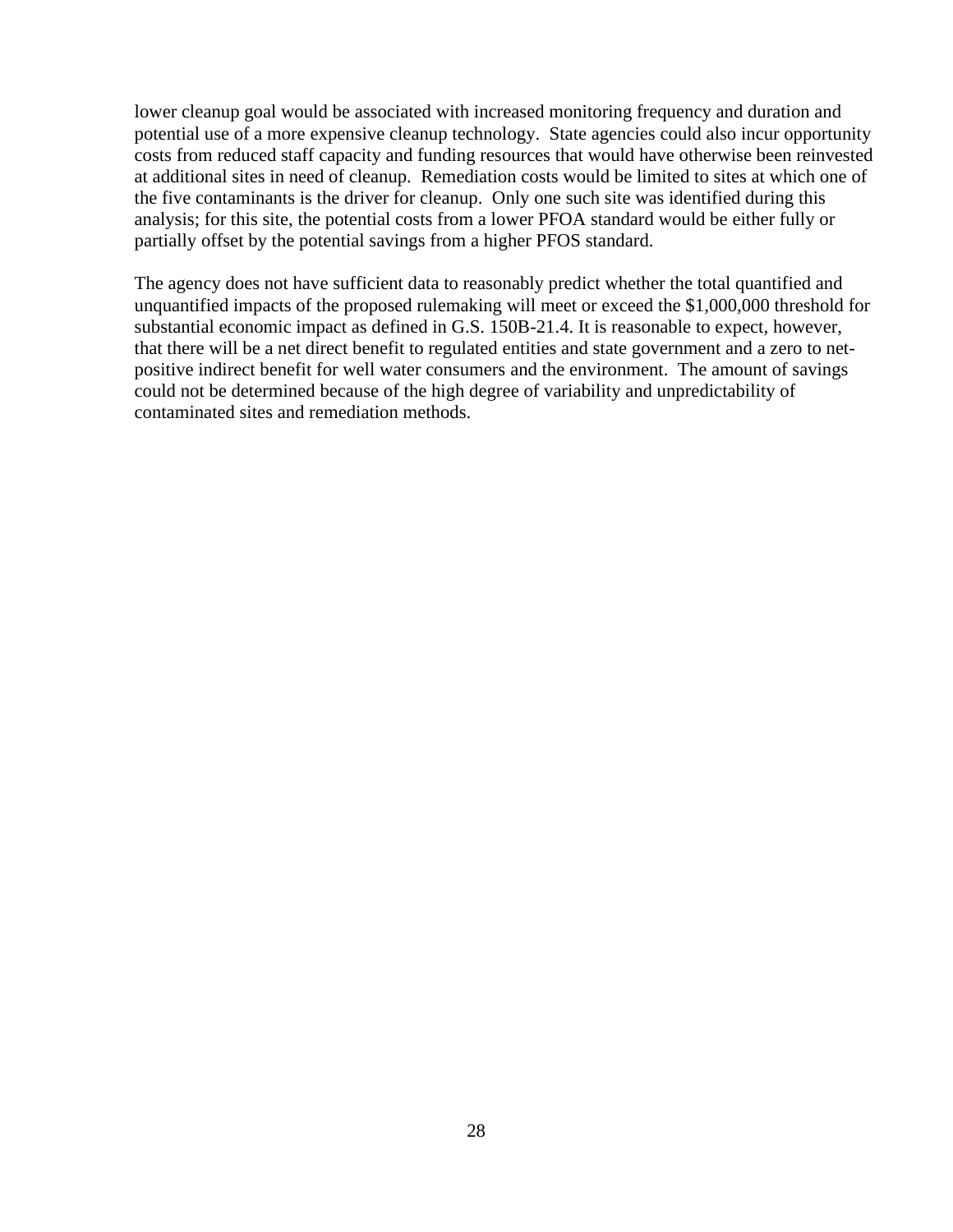lower cleanup goal would be associated with increased monitoring frequency and duration and potential use of a more expensive cleanup technology. State agencies could also incur opportunity costs from reduced staff capacity and funding resources that would have otherwise been reinvested at additional sites in need of cleanup. Remediation costs would be limited to sites at which one of the five contaminants is the driver for cleanup. Only one such site was identified during this analysis; for this site, the potential costs from a lower PFOA standard would be either fully or partially offset by the potential savings from a higher PFOS standard.

The agency does not have sufficient data to reasonably predict whether the total quantified and unquantified impacts of the proposed rulemaking will meet or exceed the $1,000,000 threshold for substantial economic impact as defined in G.S. 150B-21.4. It is reasonable to expect, however, that there will be a net direct benefit to regulated entities and state government and a zero to net-positive indirect benefit for well water consumers and the environment. The amount of savings could not be determined because of the high degree of variability and unpredictability of contaminated sites and remediation methods.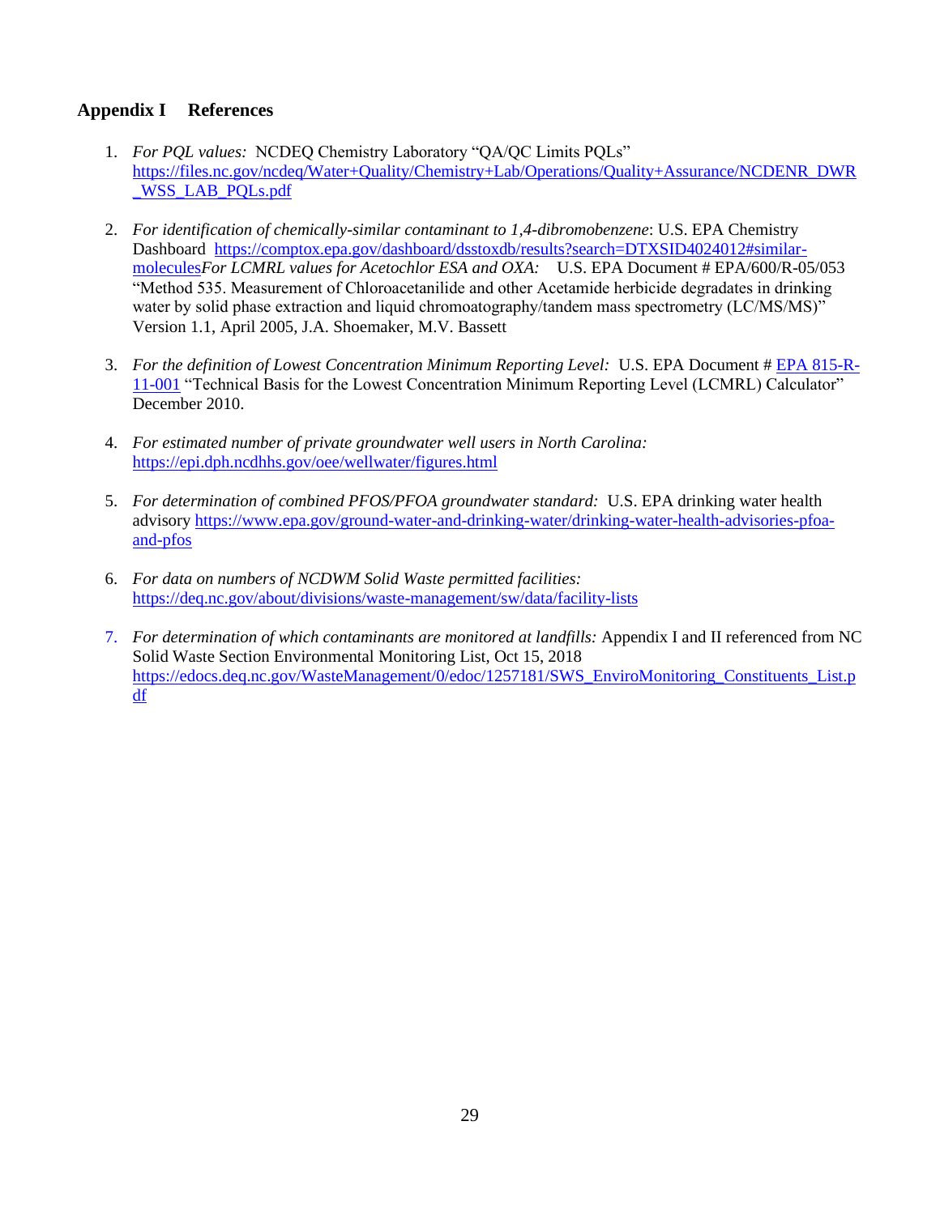## Appendix I References

1. *For PQL values:* NCDEQ Chemistry Laboratory "QA/QC Limits PQLs" https://files.nc.gov/ncdeq/Water+Quality/Chemistry+Lab/Operations/Quality+Assurance/NCDENR_DWR_WSS_LAB_PQLs.pdf

2. *For identification of chemically-similar contaminant to 1,4-dibromobenzene*: U.S. EPA Chemistry Dashboard https://comptox.epa.gov/dashboard/dsstoxdb/results?search=DTXSID4024012#similar-molecules*For LCMRL values for Acetochlor ESA and OXA:* U.S. EPA Document # EPA/600/R-05/053 "Method 535. Measurement of Chloroacetanilide and other Acetamide herbicide degradates in drinking water by solid phase extraction and liquid chromatography/tandem mass spectrometry (LC/MS/MS)" Version 1.1, April 2005, J.A. Shoemaker, M.V. Bassett

3. *For the definition of Lowest Concentration Minimum Reporting Level:* U.S. EPA Document # EPA 815-R-11-001 "Technical Basis for the Lowest Concentration Minimum Reporting Level (LCMRL) Calculator" December 2010.

4. *For estimated number of private groundwater well users in North Carolina:* https://epi.dph.ncdhhs.gov/oee/wellwater/figures.html

5. *For determination of combined PFOS/PFOA groundwater standard:* U.S. EPA drinking water health advisory https://www.epa.gov/ground-water-and-drinking-water/drinking-water-health-advisories-pfoa-and-pfos

6. *For data on numbers of NCDWM Solid Waste permitted facilities:* https://deq.nc.gov/about/divisions/waste-management/sw/data/facility-lists

7. *For determination of which contaminants are monitored at landfills:* Appendix I and II referenced from NC Solid Waste Section Environmental Monitoring List, Oct 15, 2018 https://edocs.deq.nc.gov/WasteManagement/0/edoc/1257181/SWS_EnviroMonitoring_Constituents_List.pdf